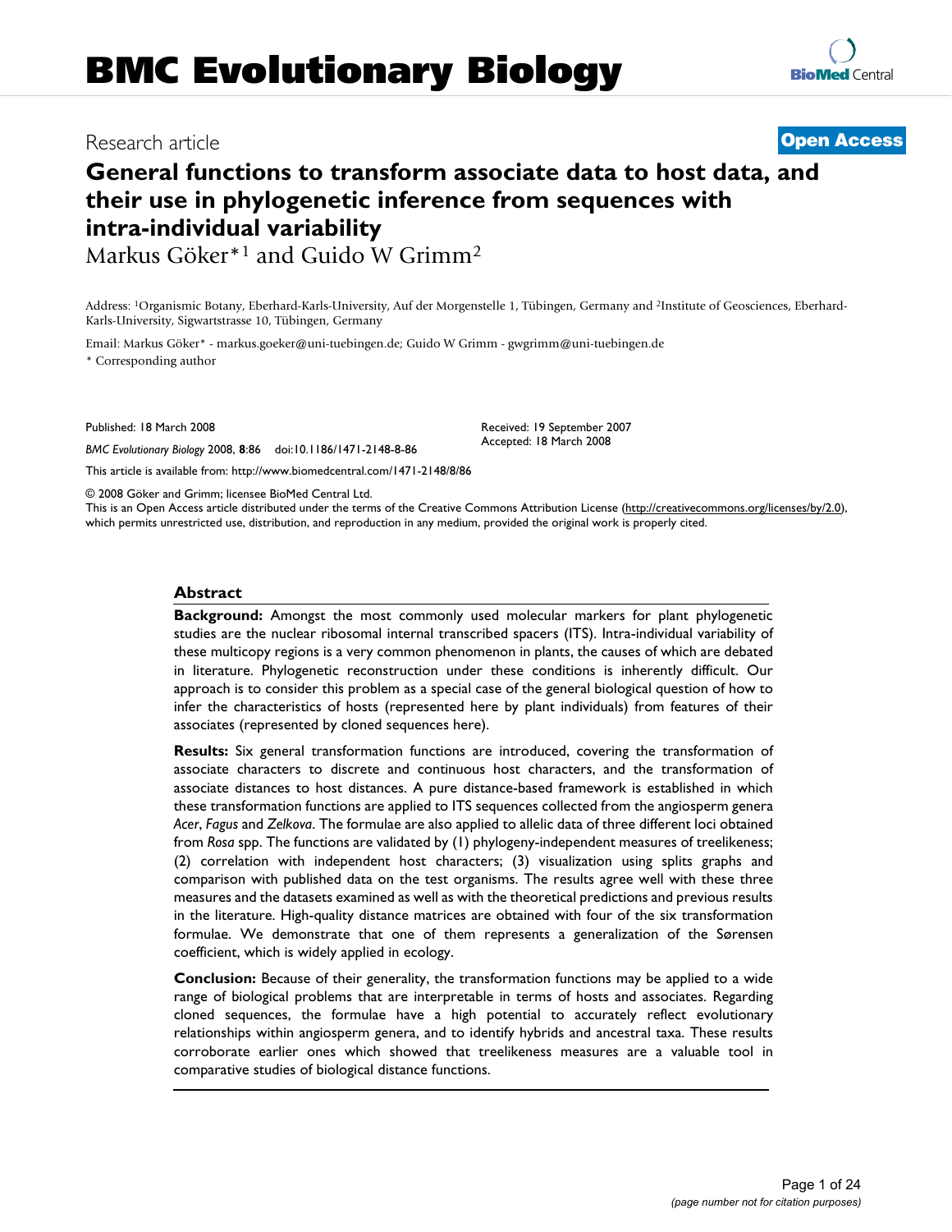BMC Evolutionary Biology

Research article

**Open Access**

# General functions to transform associate data to host data, and their use in phylogenetic inference from sequences with intra-individual variability

Markus Göker*[1] and Guido W Grimm[2]

Address: [1]Organismic Botany, Eberhard-Karls-University, Auf der Morgenstelle 1, Tübingen, Germany and [2]Institute of Geosciences, Eberhard-Karls-University, Sigwartstrasse 10, Tübingen, Germany

Email: Markus Göker* - markus.goeker@uni-tuebingen.de; Guido W Grimm - gwgrimm@uni-tuebingen.de

* Corresponding author

Published: 18 March 2008

Received: 19 September 2007

Accepted: 18 March 2008

*BMC Evolutionary Biology* 2008, **8**:86 doi:10.1186/1471-2148-8-86

This article is available from: http://www.biomedcentral.com/1471-2148/8/86

© 2008 Göker and Grimm; licensee BioMed Central Ltd.

This is an Open Access article distributed under the terms of the Creative Commons Attribution License (http://creativecommons.org/licenses/by/2.0), which permits unrestricted use, distribution, and reproduction in any medium, provided the original work is properly cited.

## Abstract

**Background:** Amongst the most commonly used molecular markers for plant phylogenetic studies are the nuclear ribosomal internal transcribed spacers (ITS). Intra-individual variability of these multicopy regions is a very common phenomenon in plants, the causes of which are debated in literature. Phylogenetic reconstruction under these conditions is inherently difficult. Our approach is to consider this problem as a special case of the general biological question of how to infer the characteristics of hosts (represented here by plant individuals) from features of their associates (represented by cloned sequences here).

**Results:** Six general transformation functions are introduced, covering the transformation of associate characters to discrete and continuous host characters, and the transformation of associate distances to host distances. A pure distance-based framework is established in which these transformation functions are applied to ITS sequences collected from the angiosperm genera *Acer*, *Fagus* and *Zelkova*. The formulae are also applied to allelic data of three different loci obtained from *Rosa* spp. The functions are validated by (1) phylogeny-independent measures of treelikeness; (2) correlation with independent host characters; (3) visualization using splits graphs and comparison with published data on the test organisms. The results agree well with these three measures and the datasets examined as well as with the theoretical predictions and previous results in the literature. High-quality distance matrices are obtained with four of the six transformation formulae. We demonstrate that one of them represents a generalization of the Sørensen coefficient, which is widely applied in ecology.

**Conclusion:** Because of their generality, the transformation functions may be applied to a wide range of biological problems that are interpretable in terms of hosts and associates. Regarding cloned sequences, the formulae have a high potential to accurately reflect evolutionary relationships within angiosperm genera, and to identify hybrids and ancestral taxa. These results corroborate earlier ones which showed that treelikeness measures are a valuable tool in comparative studies of biological distance functions.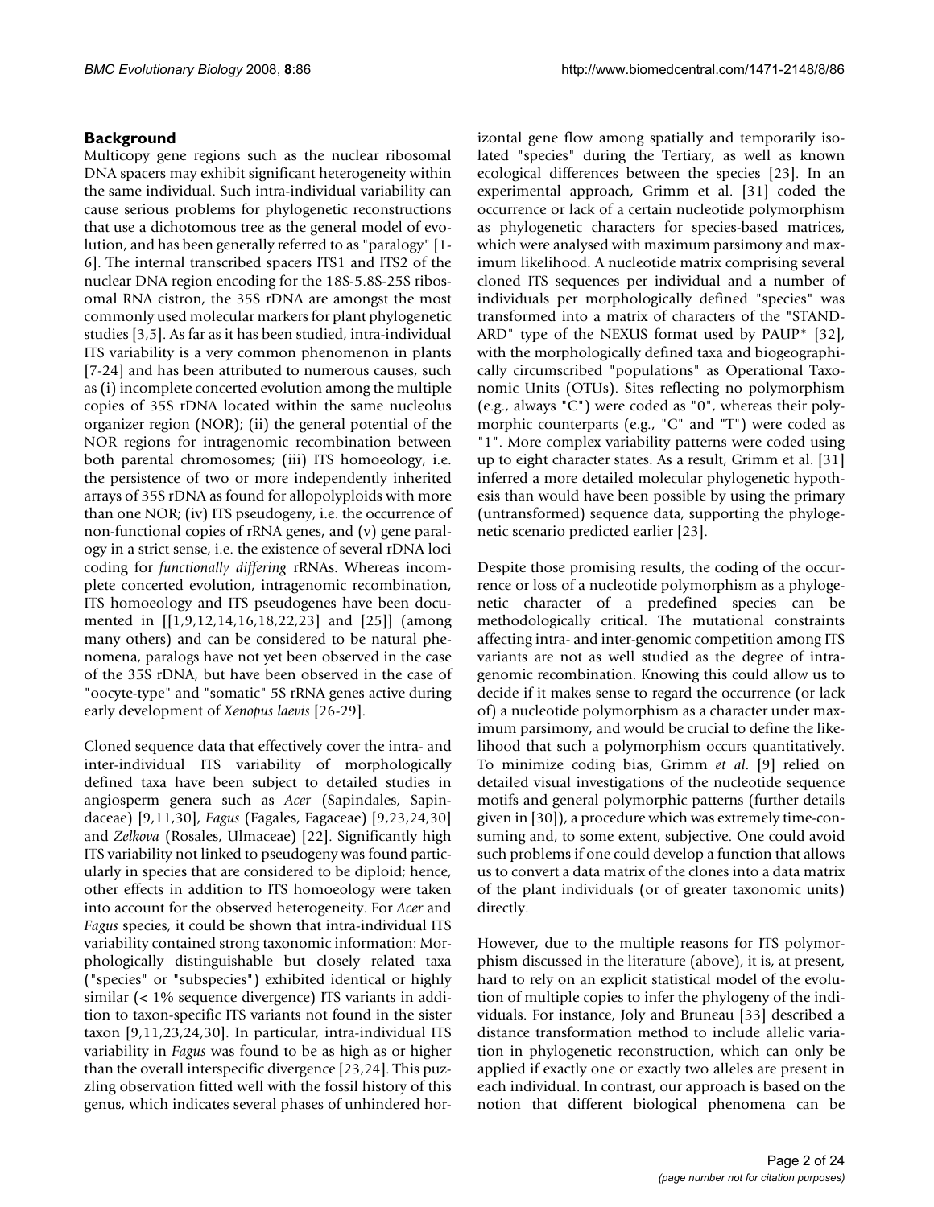## Background

Multicopy gene regions such as the nuclear ribosomal DNA spacers may exhibit significant heterogeneity within the same individual. Such intra-individual variability can cause serious problems for phylogenetic reconstructions that use a dichotomous tree as the general model of evolution, and has been generally referred to as "paralogy" [1-6]. The internal transcribed spacers ITS1 and ITS2 of the nuclear DNA region encoding for the 18S-5.8S-25S ribosomal RNA cistron, the 35S rDNA are amongst the most commonly used molecular markers for plant phylogenetic studies [3,5]. As far as it has been studied, intra-individual ITS variability is a very common phenomenon in plants [7-24] and has been attributed to numerous causes, such as (i) incomplete concerted evolution among the multiple copies of 35S rDNA located within the same nucleolus organizer region (NOR); (ii) the general potential of the NOR regions for intragenomic recombination between both parental chromosomes; (iii) ITS homoeology, i.e. the persistence of two or more independently inherited arrays of 35S rDNA as found for allopolyploids with more than one NOR; (iv) ITS pseudogeny, i.e. the occurrence of non-functional copies of rRNA genes, and (v) gene paralogy in a strict sense, i.e. the existence of several rDNA loci coding for *functionally differing* rRNAs. Whereas incomplete concerted evolution, intragenomic recombination, ITS homoeology and ITS pseudogenes have been documented in [[1,9,12,14,16,18,22,23] and [25]] (among many others) and can be considered to be natural phenomena, paralogs have not yet been observed in the case of the 35S rDNA, but have been observed in the case of "oocyte-type" and "somatic" 5S rRNA genes active during early development of *Xenopus laevis* [26-29].

Cloned sequence data that effectively cover the intra- and inter-individual ITS variability of morphologically defined taxa have been subject to detailed studies in angiosperm genera such as *Acer* (Sapindales, Sapindaceae) [9,11,30], *Fagus* (Fagales, Fagaceae) [9,23,24,30] and *Zelkova* (Rosales, Ulmaceae) [22]. Significantly high ITS variability not linked to pseudogeny was found particularly in species that are considered to be diploid; hence, other effects in addition to ITS homoeology were taken into account for the observed heterogeneity. For *Acer* and *Fagus* species, it could be shown that intra-individual ITS variability contained strong taxonomic information: Morphologically distinguishable but closely related taxa ("species" or "subspecies") exhibited identical or highly similar (< 1% sequence divergence) ITS variants in addition to taxon-specific ITS variants not found in the sister taxon [9,11,23,24,30]. In particular, intra-individual ITS variability in *Fagus* was found to be as high as or higher than the overall interspecific divergence [23,24]. This puzzling observation fitted well with the fossil history of this genus, which indicates several phases of unhindered horizontal gene flow among spatially and temporarily isolated "species" during the Tertiary, as well as known ecological differences between the species [23]. In an experimental approach, Grimm et al. [31] coded the occurrence or lack of a certain nucleotide polymorphism as phylogenetic characters for species-based matrices, which were analysed with maximum parsimony and maximum likelihood. A nucleotide matrix comprising several cloned ITS sequences per individual and a number of individuals per morphologically defined "species" was transformed into a matrix of characters of the "STANDARD" type of the NEXUS format used by PAUP* [32], with the morphologically defined taxa and biogeographically circumscribed "populations" as Operational Taxonomic Units (OTUs). Sites reflecting no polymorphism (e.g., always "C") were coded as "0", whereas their polymorphic counterparts (e.g., "C" and "T") were coded as "1". More complex variability patterns were coded using up to eight character states. As a result, Grimm et al. [31] inferred a more detailed molecular phylogenetic hypothesis than would have been possible by using the primary (untransformed) sequence data, supporting the phylogenetic scenario predicted earlier [23].

Despite those promising results, the coding of the occurrence or loss of a nucleotide polymorphism as a phylogenetic character of a predefined species can be methodologically critical. The mutational constraints affecting intra- and inter-genomic competition among ITS variants are not as well studied as the degree of intragenomic recombination. Knowing this could allow us to decide if it makes sense to regard the occurrence (or lack of) a nucleotide polymorphism as a character under maximum parsimony, and would be crucial to define the likelihood that such a polymorphism occurs quantitatively. To minimize coding bias, Grimm *et al*. [9] relied on detailed visual investigations of the nucleotide sequence motifs and general polymorphic patterns (further details given in [30]), a procedure which was extremely time-consuming and, to some extent, subjective. One could avoid such problems if one could develop a function that allows us to convert a data matrix of the clones into a data matrix of the plant individuals (or of greater taxonomic units) directly.

However, due to the multiple reasons for ITS polymorphism discussed in the literature (above), it is, at present, hard to rely on an explicit statistical model of the evolution of multiple copies to infer the phylogeny of the individuals. For instance, Joly and Bruneau [33] described a distance transformation method to include allelic variation in phylogenetic reconstruction, which can only be applied if exactly one or exactly two alleles are present in each individual. In contrast, our approach is based on the notion that different biological phenomena can be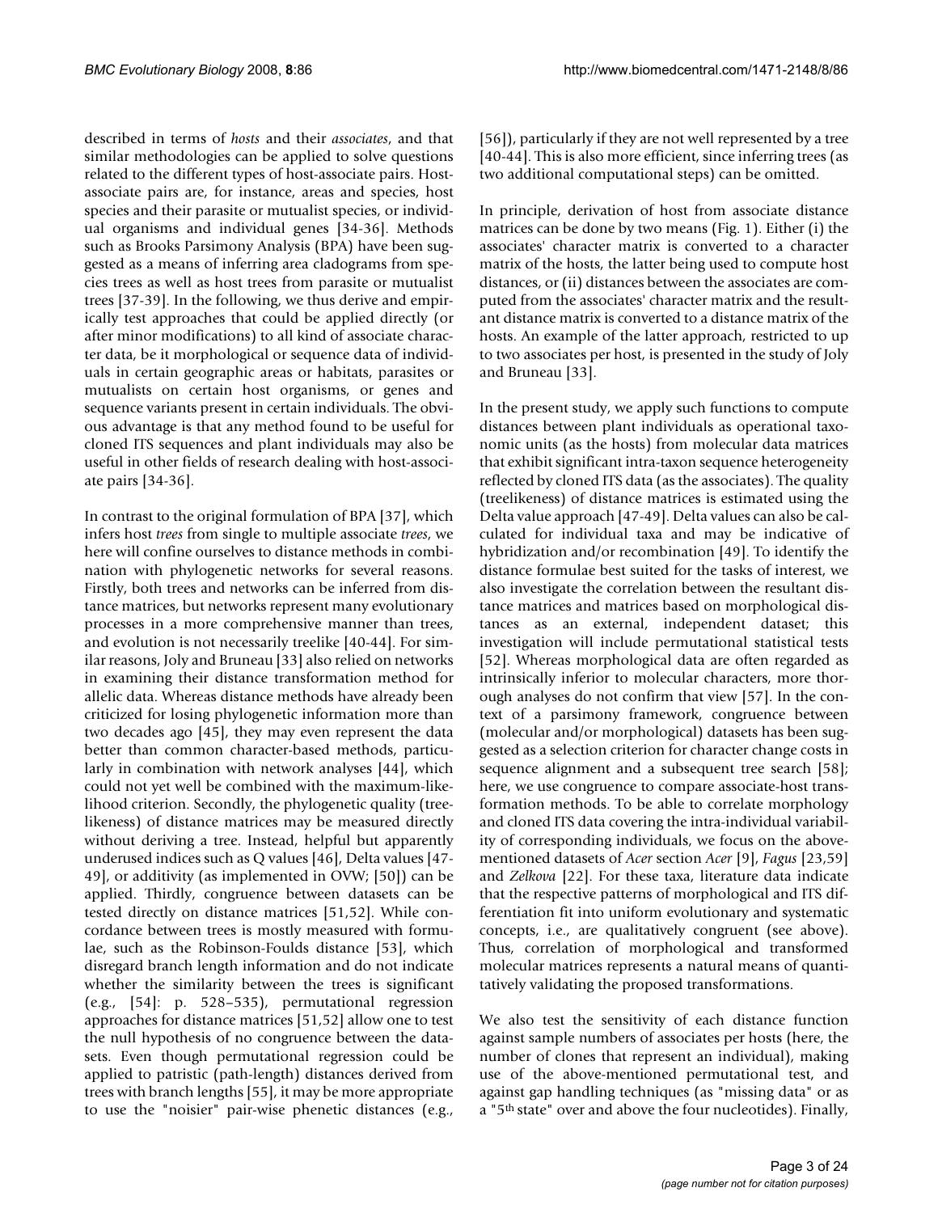described in terms of *hosts* and their *associates*, and that similar methodologies can be applied to solve questions related to the different types of host-associate pairs. Host-associate pairs are, for instance, areas and species, host species and their parasite or mutualist species, or individual organisms and individual genes [34-36]. Methods such as Brooks Parsimony Analysis (BPA) have been suggested as a means of inferring area cladograms from species trees as well as host trees from parasite or mutualist trees [37-39]. In the following, we thus derive and empirically test approaches that could be applied directly (or after minor modifications) to all kind of associate character data, be it morphological or sequence data of individuals in certain geographic areas or habitats, parasites or mutualists on certain host organisms, or genes and sequence variants present in certain individuals. The obvious advantage is that any method found to be useful for cloned ITS sequences and plant individuals may also be useful in other fields of research dealing with host-associate pairs [34-36].

In contrast to the original formulation of BPA [37], which infers host *trees* from single to multiple associate *trees*, we here will confine ourselves to distance methods in combination with phylogenetic networks for several reasons. Firstly, both trees and networks can be inferred from distance matrices, but networks represent many evolutionary processes in a more comprehensive manner than trees, and evolution is not necessarily treelike [40-44]. For similar reasons, Joly and Bruneau [33] also relied on networks in examining their distance transformation method for allelic data. Whereas distance methods have already been criticized for losing phylogenetic information more than two decades ago [45], they may even represent the data better than common character-based methods, particularly in combination with network analyses [44], which could not yet well be combined with the maximum-likelihood criterion. Secondly, the phylogenetic quality (treelikeness) of distance matrices may be measured directly without deriving a tree. Instead, helpful but apparently underused indices such as Q values [46], Delta values [47-49], or additivity (as implemented in OVW; [50]) can be applied. Thirdly, congruence between datasets can be tested directly on distance matrices [51,52]. While concordance between trees is mostly measured with formulae, such as the Robinson-Foulds distance [53], which disregard branch length information and do not indicate whether the similarity between the trees is significant (e.g., [54]: p. 528–535), permutational regression approaches for distance matrices [51,52] allow one to test the null hypothesis of no congruence between the datasets. Even though permutational regression could be applied to patristic (path-length) distances derived from trees with branch lengths [55], it may be more appropriate to use the "noisier" pair-wise phenetic distances (e.g., [56]), particularly if they are not well represented by a tree [40-44]. This is also more efficient, since inferring trees (as two additional computational steps) can be omitted.

In principle, derivation of host from associate distance matrices can be done by two means (Fig. 1). Either (i) the associates' character matrix is converted to a character matrix of the hosts, the latter being used to compute host distances, or (ii) distances between the associates are computed from the associates' character matrix and the resultant distance matrix is converted to a distance matrix of the hosts. An example of the latter approach, restricted to up to two associates per host, is presented in the study of Joly and Bruneau [33].

In the present study, we apply such functions to compute distances between plant individuals as operational taxonomic units (as the hosts) from molecular data matrices that exhibit significant intra-taxon sequence heterogeneity reflected by cloned ITS data (as the associates). The quality (treelikeness) of distance matrices is estimated using the Delta value approach [47-49]. Delta values can also be calculated for individual taxa and may be indicative of hybridization and/or recombination [49]. To identify the distance formulae best suited for the tasks of interest, we also investigate the correlation between the resultant distance matrices and matrices based on morphological distances as an external, independent dataset; this investigation will include permutational statistical tests [52]. Whereas morphological data are often regarded as intrinsically inferior to molecular characters, more thorough analyses do not confirm that view [57]. In the context of a parsimony framework, congruence between (molecular and/or morphological) datasets has been suggested as a selection criterion for character change costs in sequence alignment and a subsequent tree search [58]; here, we use congruence to compare associate-host transformation methods. To be able to correlate morphology and cloned ITS data covering the intra-individual variability of corresponding individuals, we focus on the above-mentioned datasets of *Acer* section *Acer* [9], *Fagus* [23,59] and *Zelkova* [22]. For these taxa, literature data indicate that the respective patterns of morphological and ITS differentiation fit into uniform evolutionary and systematic concepts, i.e., are qualitatively congruent (see above). Thus, correlation of morphological and transformed molecular matrices represents a natural means of quantitatively validating the proposed transformations.

We also test the sensitivity of each distance function against sample numbers of associates per hosts (here, the number of clones that represent an individual), making use of the above-mentioned permutational test, and against gap handling techniques (as "missing data" or as a "5th state" over and above the four nucleotides). Finally,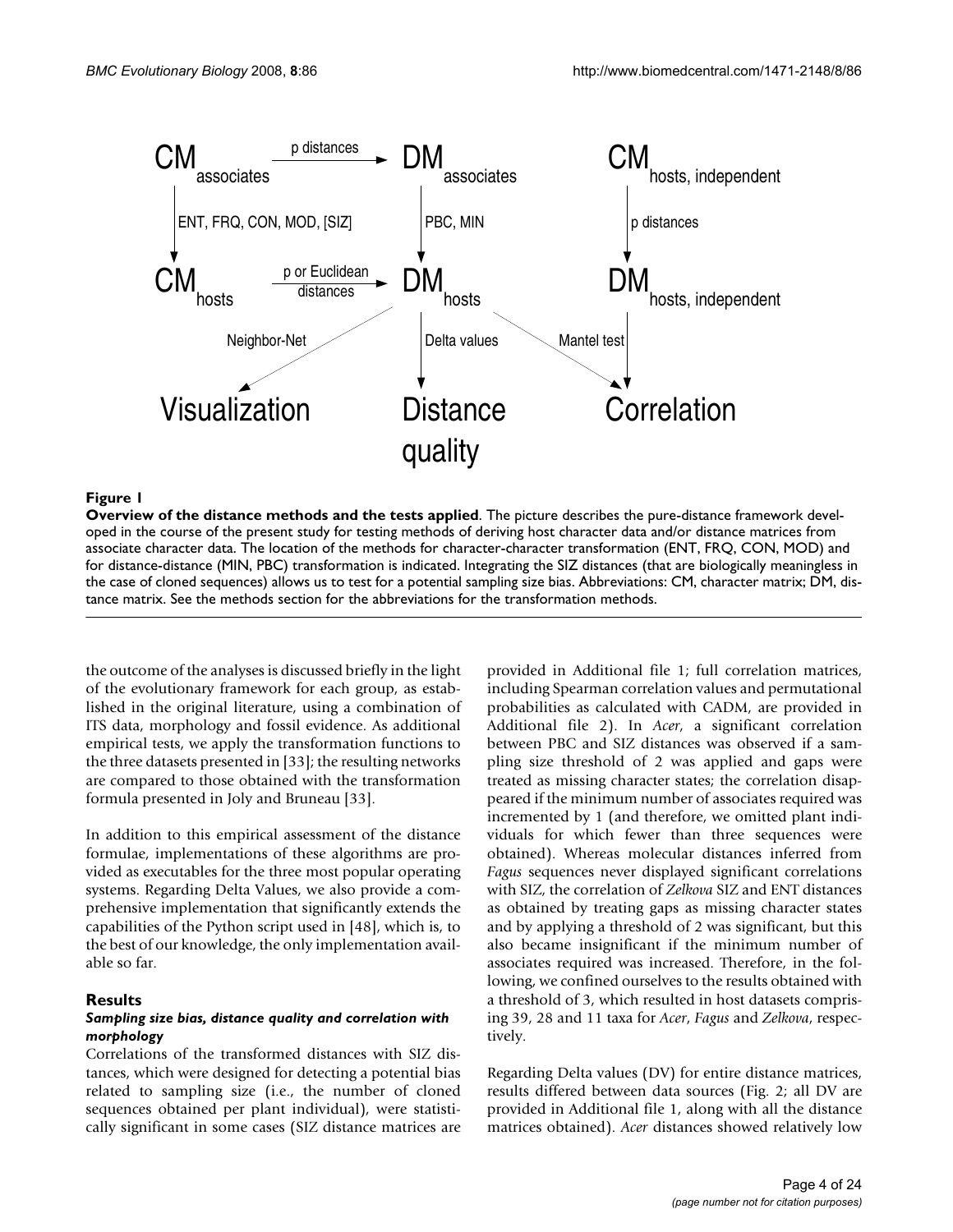**Figure 1**

**Overview of the distance methods and the tests applied**. The picture describes the pure-distance framework developed in the course of the present study for testing methods of deriving host character data and/or distance matrices from associate character data. The location of the methods for character-character transformation (ENT, FRQ, CON, MOD) and for distance-distance (MIN, PBC) transformation is indicated. Integrating the SIZ distances (that are biologically meaningless in the case of cloned sequences) allows us to test for a potential sampling size bias. Abbreviations: CM, character matrix; DM, distance matrix. See the methods section for the abbreviations for the transformation methods.

the outcome of the analyses is discussed briefly in the light of the evolutionary framework for each group, as established in the original literature, using a combination of ITS data, morphology and fossil evidence. As additional empirical tests, we apply the transformation functions to the three datasets presented in [33]; the resulting networks are compared to those obtained with the transformation formula presented in Joly and Bruneau [33].

In addition to this empirical assessment of the distance formulae, implementations of these algorithms are provided as executables for the three most popular operating systems. Regarding Delta Values, we also provide a comprehensive implementation that significantly extends the capabilities of the Python script used in [48], which is, to the best of our knowledge, the only implementation available so far.

## Results

### *Sampling size bias, distance quality and correlation with morphology*

Correlations of the transformed distances with SIZ distances, which were designed for detecting a potential bias related to sampling size (i.e., the number of cloned sequences obtained per plant individual), were statistically significant in some cases (SIZ distance matrices are provided in Additional file 1; full correlation matrices, including Spearman correlation values and permutational probabilities as calculated with CADM, are provided in Additional file 2). In *Acer*, a significant correlation between PBC and SIZ distances was observed if a sampling size threshold of 2 was applied and gaps were treated as missing character states; the correlation disappeared if the minimum number of associates required was incremented by 1 (and therefore, we omitted plant individuals for which fewer than three sequences were obtained). Whereas molecular distances inferred from *Fagus* sequences never displayed significant correlations with SIZ, the correlation of *Zelkova* SIZ and ENT distances as obtained by treating gaps as missing character states and by applying a threshold of 2 was significant, but this also became insignificant if the minimum number of associates required was increased. Therefore, in the following, we confined ourselves to the results obtained with a threshold of 3, which resulted in host datasets comprising 39, 28 and 11 taxa for *Acer*, *Fagus* and *Zelkova*, respectively.

Regarding Delta values (DV) for entire distance matrices, results differed between data sources (Fig. 2; all DV are provided in Additional file 1, along with all the distance matrices obtained). *Acer* distances showed relatively low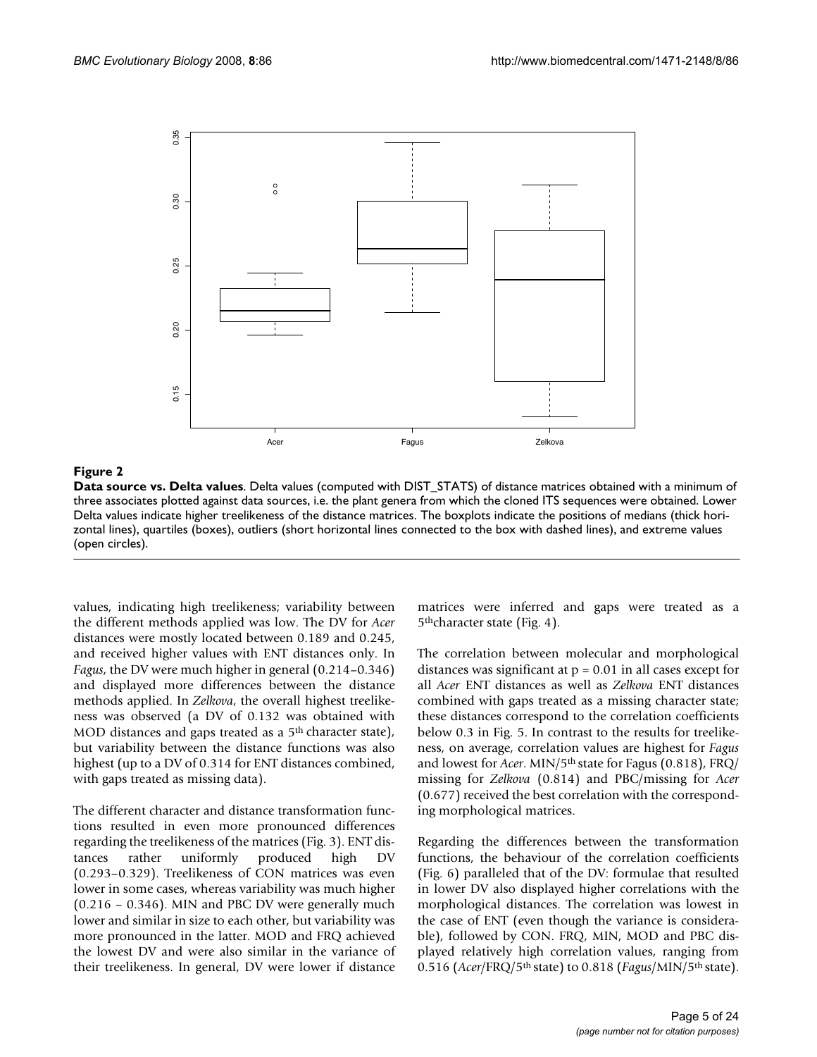**Figure 2**

**Data source vs. Delta values**. Delta values (computed with DIST_STATS) of distance matrices obtained with a minimum of three associates plotted against data sources, i.e. the plant genera from which the cloned ITS sequences were obtained. Lower Delta values indicate higher treelikeness of the distance matrices. The boxplots indicate the positions of medians (thick horizontal lines), quartiles (boxes), outliers (short horizontal lines connected to the box with dashed lines), and extreme values (open circles).

values, indicating high treelikeness; variability between the different methods applied was low. The DV for *Acer* distances were mostly located between 0.189 and 0.245, and received higher values with ENT distances only. In *Fagus*, the DV were much higher in general (0.214–0.346) and displayed more differences between the distance methods applied. In *Zelkova*, the overall highest treelikeness was observed (a DV of 0.132 was obtained with MOD distances and gaps treated as a 5th character state), but variability between the distance functions was also highest (up to a DV of 0.314 for ENT distances combined, with gaps treated as missing data).

The different character and distance transformation functions resulted in even more pronounced differences regarding the treelikeness of the matrices (Fig. 3). ENT distances rather uniformly produced high DV (0.293–0.329). Treelikeness of CON matrices was even lower in some cases, whereas variability was much higher (0.216 – 0.346). MIN and PBC DV were generally much lower and similar in size to each other, but variability was more pronounced in the latter. MOD and FRQ achieved the lowest DV and were also similar in the variance of their treelikeness. In general, DV were lower if distance matrices were inferred and gaps were treated as a 5th character state (Fig. 4).

The correlation between molecular and morphological distances was significant at $p = 0.01$ in all cases except for all *Acer* ENT distances as well as *Zelkova* ENT distances combined with gaps treated as a missing character state; these distances correspond to the correlation coefficients below 0.3 in Fig. 5. In contrast to the results for treelikeness, on average, correlation values are highest for *Fagus* and lowest for *Acer*. MIN/5th state for Fagus (0.818), FRQ/missing for *Zelkova* (0.814) and PBC/missing for *Acer* (0.677) received the best correlation with the corresponding morphological matrices.

Regarding the differences between the transformation functions, the behaviour of the correlation coefficients (Fig. 6) paralleled that of the DV: formulae that resulted in lower DV also displayed higher correlations with the morphological distances. The correlation was lowest in the case of ENT (even though the variance is considerable), followed by CON. FRQ, MIN, MOD and PBC displayed relatively high correlation values, ranging from 0.516 (*Acer*/FRQ/5th state) to 0.818 (*Fagus*/MIN/5th state).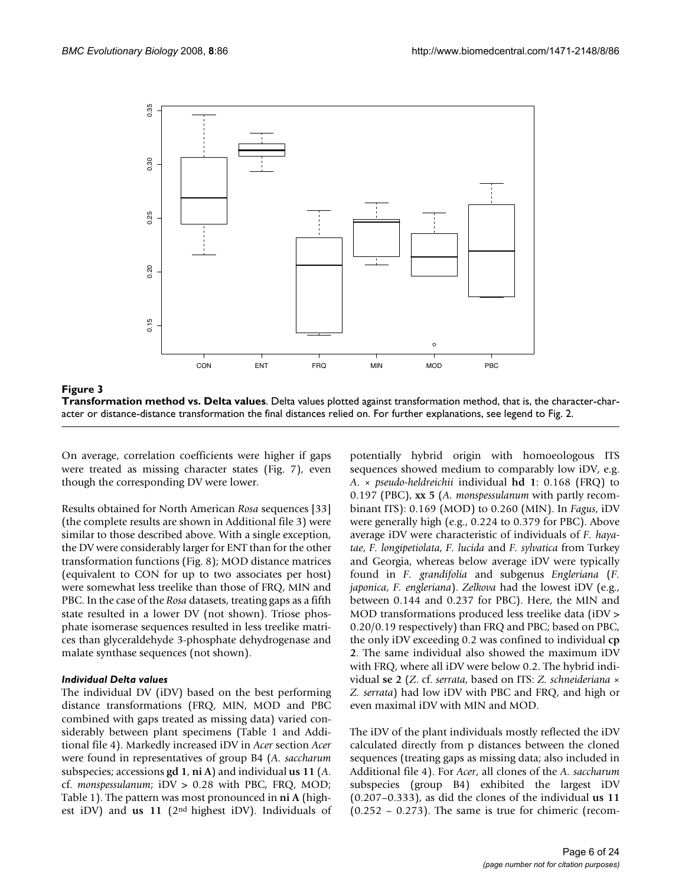**Figure 3**

**Transformation method vs. Delta values**. Delta values plotted against transformation method, that is, the character-character or distance-distance transformation the final distances relied on. For further explanations, see legend to Fig. 2.

On average, correlation coefficients were higher if gaps were treated as missing character states (Fig. 7), even though the corresponding DV were lower.

Results obtained for North American *Rosa* sequences [33] (the complete results are shown in Additional file 3) were similar to those described above. With a single exception, the DV were considerably larger for ENT than for the other transformation functions (Fig. 8); MOD distance matrices (equivalent to CON for up to two associates per host) were somewhat less treelike than those of FRQ, MIN and PBC. In the case of the *Rosa* datasets, treating gaps as a fifth state resulted in a lower DV (not shown). Triose phosphate isomerase sequences resulted in less treelike matrices than glyceraldehyde 3-phosphate dehydrogenase and malate synthase sequences (not shown).

### *Individual Delta values*

The individual DV (iDV) based on the best performing distance transformations (FRQ, MIN, MOD and PBC combined with gaps treated as missing data) varied considerably between plant specimens (Table 1 and Additional file 4). Markedly increased iDV in *Acer* section *Acer* were found in representatives of group B4 (*A. saccharum* subspecies; accessions **gd 1**, **ni A**) and individual **us 11** (*A.* cf. *monspessulanum*; iDV > 0.28 with PBC, FRQ, MOD; Table 1). The pattern was most pronounced in **ni A** (highest iDV) and **us 11** (2nd highest iDV). Individuals of potentially hybrid origin with homoeologous ITS sequences showed medium to comparably low iDV, e.g. *A.* × *pseudo-heldreichii* individual **hd 1**: 0.168 (FRQ) to 0.197 (PBC), **xx 5** (*A. monspessulanum* with partly recombinant ITS): 0.169 (MOD) to 0.260 (MIN). In *Fagus*, iDV were generally high (e.g., 0.224 to 0.379 for PBC). Above average iDV were characteristic of individuals of *F. hayatae*, *F. longipetiolata*, *F. lucida* and *F. sylvatica* from Turkey and Georgia, whereas below average iDV were typically found in *F. grandifolia* and subgenus *Engleriana* (*F. japonica*, *F. engleriana*). *Zelkova* had the lowest iDV (e.g., between 0.144 and 0.237 for PBC). Here, the MIN and MOD transformations produced less treelike data (iDV > 0.20/0.19 respectively) than FRQ and PBC; based on PBC, the only iDV exceeding 0.2 was confined to individual **cp 2**. The same individual also showed the maximum iDV with FRQ, where all iDV were below 0.2. The hybrid individual **se 2** (*Z.* cf. *serrata*, based on ITS: *Z. schneideriana* × *Z. serrata*) had low iDV with PBC and FRQ, and high or even maximal iDV with MIN and MOD.

The iDV of the plant individuals mostly reflected the iDV calculated directly from p distances between the cloned sequences (treating gaps as missing data; also included in Additional file 4). For *Acer*, all clones of the *A. saccharum* subspecies (group B4) exhibited the largest iDV (0.207–0.333), as did the clones of the individual **us 11** (0.252 – 0.273). The same is true for chimeric (recom-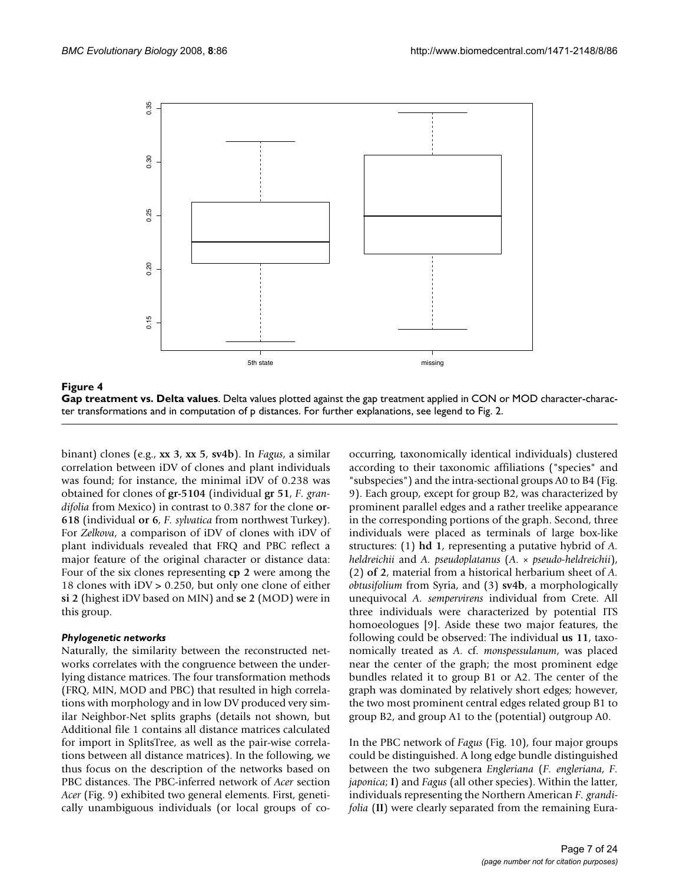**Figure 4**

**Gap treatment vs. Delta values**. Delta values plotted against the gap treatment applied in CON or MOD character-character transformations and in computation of p distances. For further explanations, see legend to Fig. 2.

binant) clones (e.g., **xx 3**, **xx 5**, **sv4b**). In *Fagus*, a similar correlation between iDV of clones and plant individuals was found; for instance, the minimal iDV of 0.238 was obtained for clones of **gr-5104** (individual **gr 51**, *F. grandifolia* from Mexico) in contrast to 0.387 for the clone **or-618** (individual **or 6**, *F. sylvatica* from northwest Turkey). For *Zelkova*, a comparison of iDV of clones with iDV of plant individuals revealed that FRQ and PBC reflect a major feature of the original character or distance data: Four of the six clones representing **cp 2** were among the 18 clones with iDV > 0.250, but only one clone of either **si 2** (highest iDV based on MIN) and **se 2** (MOD) were in this group.

### *Phylogenetic networks*

Naturally, the similarity between the reconstructed networks correlates with the congruence between the underlying distance matrices. The four transformation methods (FRQ, MIN, MOD and PBC) that resulted in high correlations with morphology and in low DV produced very similar Neighbor-Net splits graphs (details not shown, but Additional file 1 contains all distance matrices calculated for import in SplitsTree, as well as the pair-wise correlations between all distance matrices). In the following, we thus focus on the description of the networks based on PBC distances. The PBC-inferred network of *Acer* section *Acer* (Fig. 9) exhibited two general elements. First, genetically unambiguous individuals (or local groups of co-occurring, taxonomically identical individuals) clustered according to their taxonomic affiliations ("species" and "subspecies") and the intra-sectional groups A0 to B4 (Fig. 9). Each group, except for group B2, was characterized by prominent parallel edges and a rather treelike appearance in the corresponding portions of the graph. Second, three individuals were placed as terminals of large box-like structures: (1) **hd 1**, representing a putative hybrid of *A. heldreichii* and *A. pseudoplatanus* (*A.* × *pseudo-heldreichii*), (2) **of 2**, material from a historical herbarium sheet of *A. obtusifolium* from Syria, and (3) **sv4b**, a morphologically unequivocal *A. sempervirens* individual from Crete. All three individuals were characterized by potential ITS homoeologues [9]. Aside these two major features, the following could be observed: The individual **us 11**, taxonomically treated as *A.* cf. *monspessulanum*, was placed near the center of the graph; the most prominent edge bundles related it to group B1 or A2. The center of the graph was dominated by relatively short edges; however, the two most prominent central edges related group B1 to group B2, and group A1 to the (potential) outgroup A0.

In the PBC network of *Fagus* (Fig. 10), four major groups could be distinguished. A long edge bundle distinguished between the two subgenera *Engleriana* (*F. engleriana*, *F. japonica*; **I**) and *Fagus* (all other species). Within the latter, individuals representing the Northern American *F. grandifolia* (**II**) were clearly separated from the remaining Eura-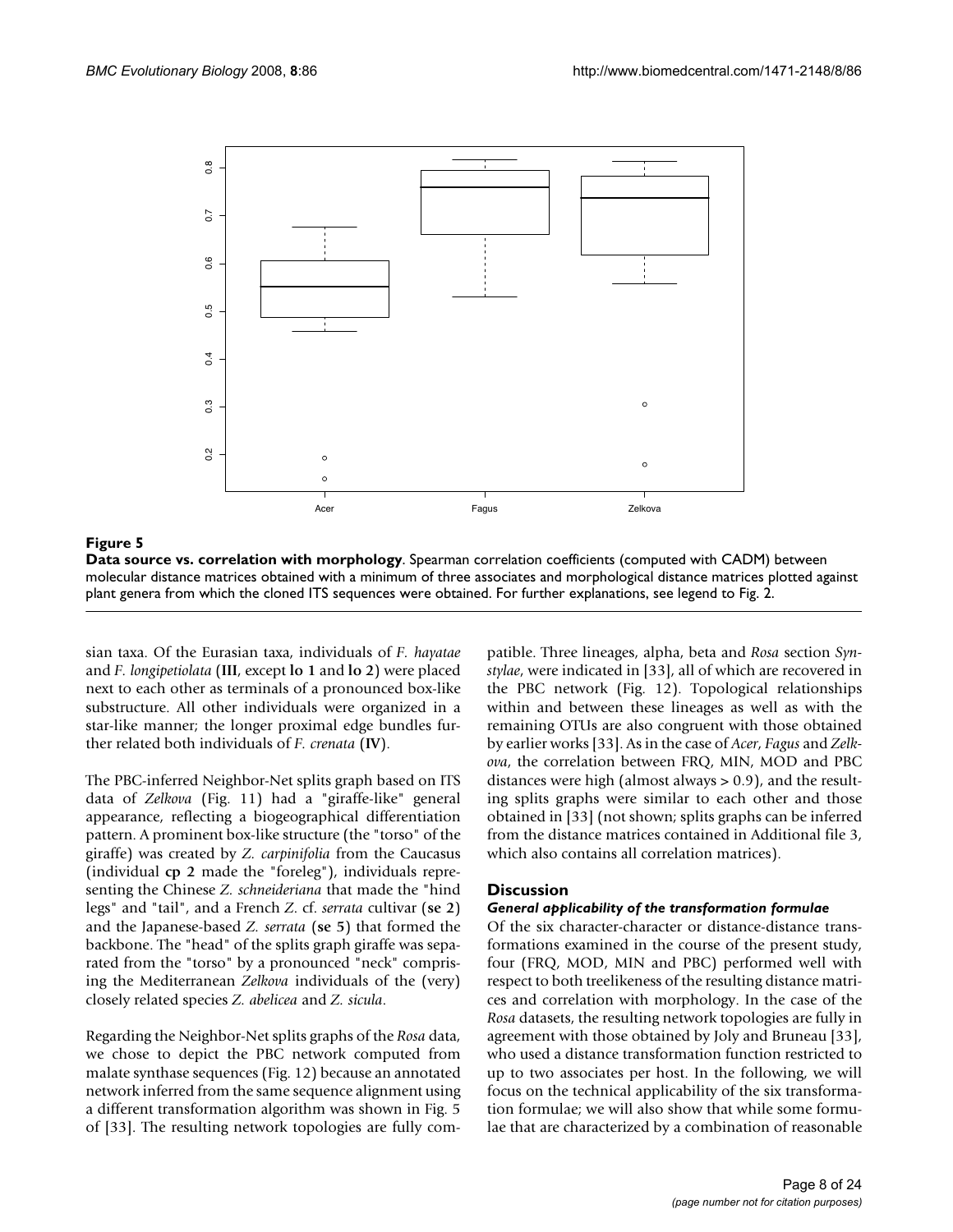**Figure 5**

**Data source vs. correlation with morphology**. Spearman correlation coefficients (computed with CADM) between molecular distance matrices obtained with a minimum of three associates and morphological distance matrices plotted against plant genera from which the cloned ITS sequences were obtained. For further explanations, see legend to Fig. 2.

sian taxa. Of the Eurasian taxa, individuals of *F. hayatae* and *F. longipetiolata* (**III**, except **lo 1** and **lo 2**) were placed next to each other as terminals of a pronounced box-like substructure. All other individuals were organized in a star-like manner; the longer proximal edge bundles further related both individuals of *F. crenata* (**IV**).

The PBC-inferred Neighbor-Net splits graph based on ITS data of *Zelkova* (Fig. 11) had a "giraffe-like" general appearance, reflecting a biogeographical differentiation pattern. A prominent box-like structure (the "torso" of the giraffe) was created by *Z. carpinifolia* from the Caucasus (individual **cp 2** made the "foreleg"), individuals representing the Chinese *Z. schneideriana* that made the "hind legs" and "tail", and a French *Z.* cf. *serrata* cultivar (**se 2**) and the Japanese-based *Z. serrata* (**se 5**) that formed the backbone. The "head" of the splits graph giraffe was separated from the "torso" by a pronounced "neck" comprising the Mediterranean *Zelkova* individuals of the (very) closely related species *Z. abelicea* and *Z. sicula*.

Regarding the Neighbor-Net splits graphs of the *Rosa* data, we chose to depict the PBC network computed from malate synthase sequences (Fig. 12) because an annotated network inferred from the same sequence alignment using a different transformation algorithm was shown in Fig. 5 of [33]. The resulting network topologies are fully compatible. Three lineages, alpha, beta and *Rosa* section *Synstylae*, were indicated in [33], all of which are recovered in the PBC network (Fig. 12). Topological relationships within and between these lineages as well as with the remaining OTUs are also congruent with those obtained by earlier works [33]. As in the case of *Acer*, *Fagus* and *Zelkova*, the correlation between FRQ, MIN, MOD and PBC distances were high (almost always > 0.9), and the resulting splits graphs were similar to each other and those obtained in [33] (not shown; splits graphs can be inferred from the distance matrices contained in Additional file 3, which also contains all correlation matrices).

## Discussion

### *General applicability of the transformation formulae*

Of the six character-character or distance-distance transformations examined in the course of the present study, four (FRQ, MOD, MIN and PBC) performed well with respect to both treelikeness of the resulting distance matrices and correlation with morphology. In the case of the *Rosa* datasets, the resulting network topologies are fully in agreement with those obtained by Joly and Bruneau [33], who used a distance transformation function restricted to up to two associates per host. In the following, we will focus on the technical applicability of the six transformation formulae; we will also show that while some formulae that are characterized by a combination of reasonable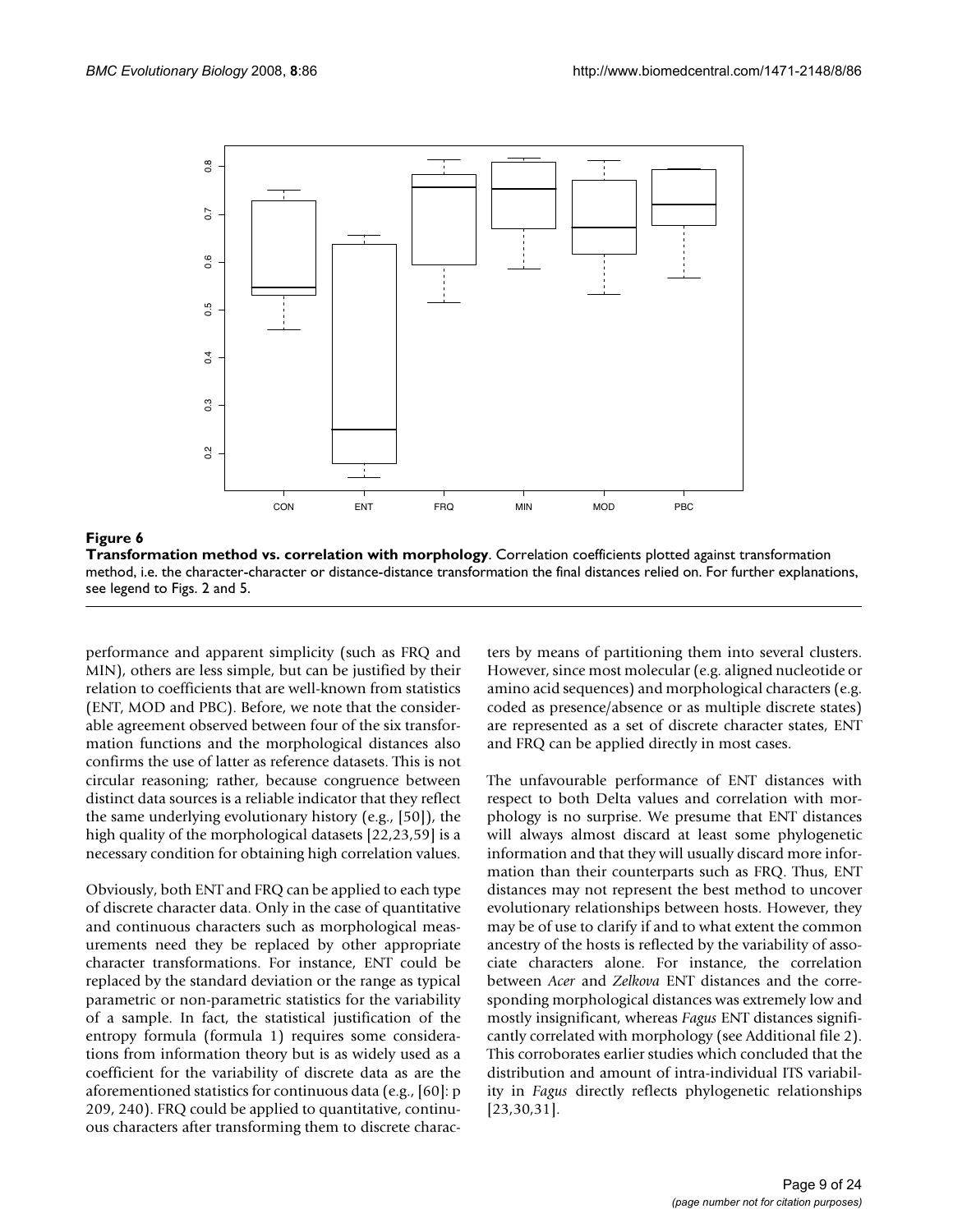0.8
0.7
0.6
0.5
0.4
0.3
0.2

CON ENT FRQ MIN MOD PBC

**Figure 6**

**Transformation method vs. correlation with morphology**. Correlation coefficients plotted against transformation method, i.e. the character-character or distance-distance transformation the final distances relied on. For further explanations, see legend to Figs. 2 and 5.

performance and apparent simplicity (such as FRQ and MIN), others are less simple, but can be justified by their relation to coefficients that are well-known from statistics (ENT, MOD and PBC). Before, we note that the considerable agreement observed between four of the six transformation functions and the morphological distances also confirms the use of latter as reference datasets. This is not circular reasoning; rather, because congruence between distinct data sources is a reliable indicator that they reflect the same underlying evolutionary history (e.g., [50]), the high quality of the morphological datasets [22,23,59] is a necessary condition for obtaining high correlation values.

Obviously, both ENT and FRQ can be applied to each type of discrete character data. Only in the case of quantitative and continuous characters such as morphological measurements need they be replaced by other appropriate character transformations. For instance, ENT could be replaced by the standard deviation or the range as typical parametric or non-parametric statistics for the variability of a sample. In fact, the statistical justification of the entropy formula (formula 1) requires some considerations from information theory but is as widely used as a coefficient for the variability of discrete data as are the aforementioned statistics for continuous data (e.g., [60]: p 209, 240). FRQ could be applied to quantitative, continuous characters after transforming them to discrete characters by means of partitioning them into several clusters. However, since most molecular (e.g. aligned nucleotide or amino acid sequences) and morphological characters (e.g. coded as presence/absence or as multiple discrete states) are represented as a set of discrete character states, ENT and FRQ can be applied directly in most cases.

The unfavourable performance of ENT distances with respect to both Delta values and correlation with morphology is no surprise. We presume that ENT distances will always almost discard at least some phylogenetic information and that they will usually discard more information than their counterparts such as FRQ. Thus, ENT distances may not represent the best method to uncover evolutionary relationships between hosts. However, they may be of use to clarify if and to what extent the common ancestry of the hosts is reflected by the variability of associate characters alone. For instance, the correlation between *Acer* and *Zelkova* ENT distances and the corresponding morphological distances was extremely low and mostly insignificant, whereas *Fagus* ENT distances significantly correlated with morphology (see Additional file 2). This corroborates earlier studies which concluded that the distribution and amount of intra-individual ITS variability in *Fagus* directly reflects phylogenetic relationships [23,30,31].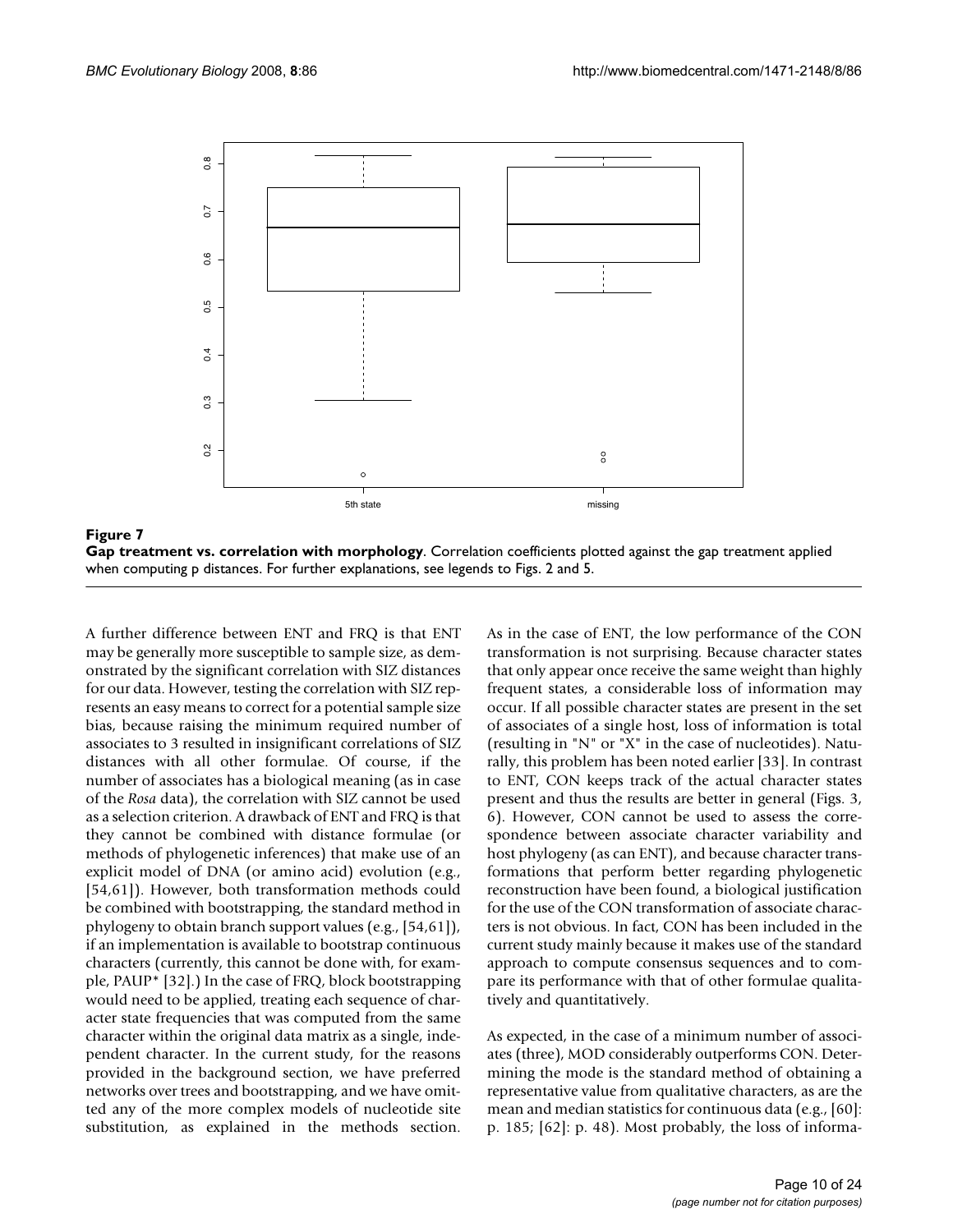**Figure 7**
**Gap treatment vs. correlation with morphology**. Correlation coefficients plotted against the gap treatment applied when computing p distances. For further explanations, see legends to Figs. 2 and 5.

A further difference between ENT and FRQ is that ENT may be generally more susceptible to sample size, as demonstrated by the significant correlation with SIZ distances for our data. However, testing the correlation with SIZ represents an easy means to correct for a potential sample size bias, because raising the minimum required number of associates to 3 resulted in insignificant correlations of SIZ distances with all other formulae. Of course, if the number of associates has a biological meaning (as in case of the *Rosa* data), the correlation with SIZ cannot be used as a selection criterion. A drawback of ENT and FRQ is that they cannot be combined with distance formulae (or methods of phylogenetic inferences) that make use of an explicit model of DNA (or amino acid) evolution (e.g., [54,61]). However, both transformation methods could be combined with bootstrapping, the standard method in phylogeny to obtain branch support values (e.g., [54,61]), if an implementation is available to bootstrap continuous characters (currently, this cannot be done with, for example, PAUP* [32].) In the case of FRQ, block bootstrapping would need to be applied, treating each sequence of character state frequencies that was computed from the same character within the original data matrix as a single, independent character. In the current study, for the reasons provided in the background section, we have preferred networks over trees and bootstrapping, and we have omitted any of the more complex models of nucleotide site substitution, as explained in the methods section.

As in the case of ENT, the low performance of the CON transformation is not surprising. Because character states that only appear once receive the same weight than highly frequent states, a considerable loss of information may occur. If all possible character states are present in the set of associates of a single host, loss of information is total (resulting in "N" or "X" in the case of nucleotides). Naturally, this problem has been noted earlier [33]. In contrast to ENT, CON keeps track of the actual character states present and thus the results are better in general (Figs. 3, 6). However, CON cannot be used to assess the correspondence between associate character variability and host phylogeny (as can ENT), and because character transformations that perform better regarding phylogenetic reconstruction have been found, a biological justification for the use of the CON transformation of associate characters is not obvious. In fact, CON has been included in the current study mainly because it makes use of the standard approach to compute consensus sequences and to compare its performance with that of other formulae qualitatively and quantitatively.

As expected, in the case of a minimum number of associates (three), MOD considerably outperforms CON. Determining the mode is the standard method of obtaining a representative value from qualitative characters, as are the mean and median statistics for continuous data (e.g., [60]: p. 185; [62]: p. 48). Most probably, the loss of informa-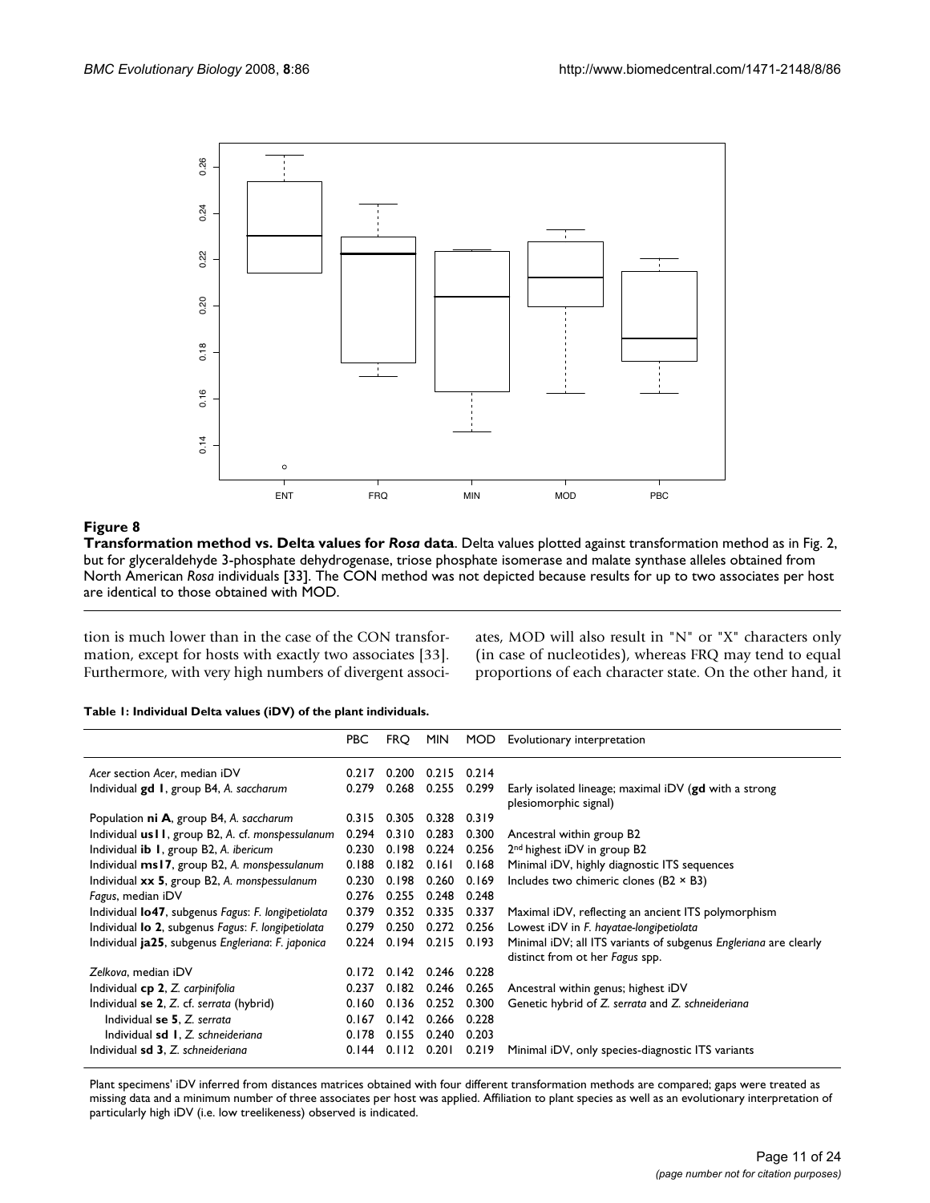**Figure 8**

**Transformation method vs. Delta values for *Rosa* data**. Delta values plotted against transformation method as in Fig. 2, but for glyceraldehyde 3-phosphate dehydrogenase, triose phosphate isomerase and malate synthase alleles obtained from North American *Rosa* individuals [33]. The CON method was not depicted because results for up to two associates per host are identical to those obtained with MOD.

tion is much lower than in the case of the CON transformation, except for hosts with exactly two associates [33]. Furthermore, with very high numbers of divergent associates, MOD will also result in "N" or "X" characters only (in case of nucleotides), whereas FRQ may tend to equal proportions of each character state. On the other hand, it

**Table 1: Individual Delta values (iDV) of the plant individuals.**

| | PBC | FRQ | MIN | MOD | Evolutionary interpretation |
|---|---|---|---|---|---|
| *Acer* section *Acer*, median iDV | 0.217 | 0.200 | 0.215 | 0.214 | |
| Individual **gd 1**, group B4, *A. saccharum* | 0.279 | 0.268 | 0.255 | 0.299 | Early isolated lineage; maximal iDV (**gd** with a strong plesiomorphic signal) |
| Population **ni A**, group B4, *A. saccharum* | 0.315 | 0.305 | 0.328 | 0.319 | |
| Individual **us11**, group B2, *A.* cf. *monspessulanum* | 0.294 | 0.310 | 0.283 | 0.300 | Ancestral within group B2 |
| Individual **ib 1**, group B2, *A. ibericum* | 0.230 | 0.198 | 0.224 | 0.256 | 2nd highest iDV in group B2 |
| Individual **ms17**, group B2, *A. monspessulanum* | 0.188 | 0.182 | 0.161 | 0.168 | Minimal iDV, highly diagnostic ITS sequences |
| Individual **xx 5**, group B2, *A. monspessulanum* | 0.230 | 0.198 | 0.260 | 0.169 | Includes two chimeric clones (B2 × B3) |
| *Fagus*, median iDV | 0.276 | 0.255 | 0.248 | 0.248 | |
| Individual **lo47**, subgenus *Fagus*: *F. longipetiolata* | 0.379 | 0.352 | 0.335 | 0.337 | Maximal iDV, reflecting an ancient ITS polymorphism |
| Individual **lo 2**, subgenus *Fagus*: *F. longipetiolata* | 0.279 | 0.250 | 0.272 | 0.256 | Lowest iDV in *F. hayatae-longipetiolata* |
| Individual **ja25**, subgenus *Engleriana*: *F. japonica* | 0.224 | 0.194 | 0.215 | 0.193 | Minimal iDV; all ITS variants of subgenus *Engleriana* are clearly distinct from ot her *Fagus* spp. |
| *Zelkova*, median iDV | 0.172 | 0.142 | 0.246 | 0.228 | |
| Individual **cp 2**, *Z. carpinifolia* | 0.237 | 0.182 | 0.246 | 0.265 | Ancestral within genus; highest iDV |
| Individual **se 2**, *Z.* cf. *serrata* (hybrid) | 0.160 | 0.136 | 0.252 | 0.300 | Genetic hybrid of *Z. serrata* and *Z. schneideriana* |
| Individual **se 5**, *Z. serrata* | 0.167 | 0.142 | 0.266 | 0.228 | |
| Individual **sd 1**, *Z. schneideriana* | 0.178 | 0.155 | 0.240 | 0.203 | |
| Individual **sd 3**, *Z. schneideriana* | 0.144 | 0.112 | 0.201 | 0.219 | Minimal iDV, only species-diagnostic ITS variants |

Plant specimens' iDV inferred from distances matrices obtained with four different transformation methods are compared; gaps were treated as missing data and a minimum number of three associates per host was applied. Affiliation to plant species as well as an evolutionary interpretation of particularly high iDV (i.e. low treelikeness) observed is indicated.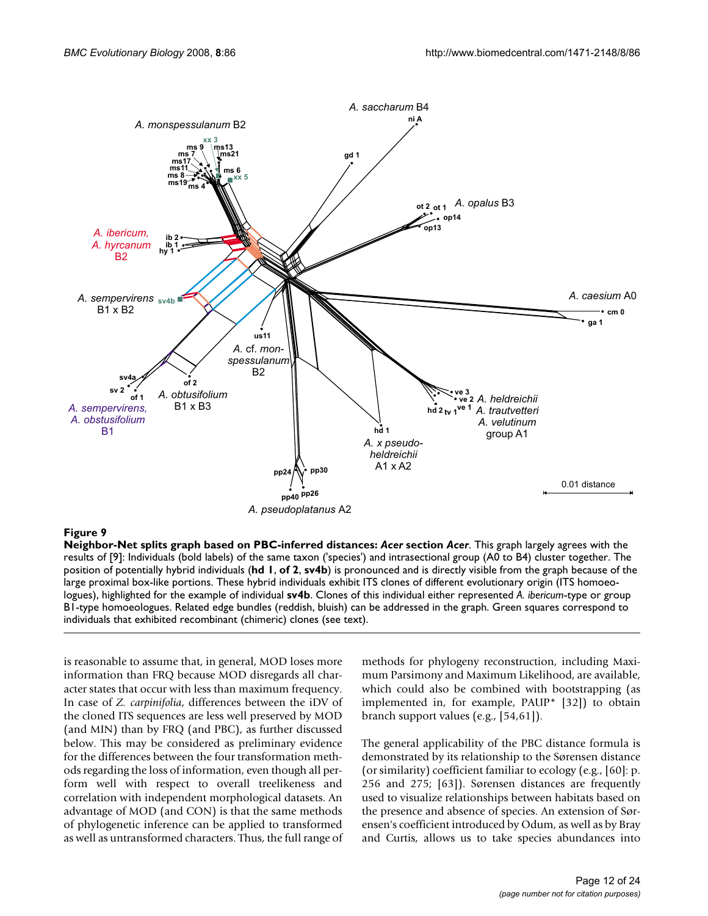**Figure 9**

**Neighbor-Net splits graph based on PBC-inferred distances: *Acer* section *Acer*.** This graph largely agrees with the results of [9]: Individuals (bold labels) of the same taxon ('species') and intrasectional group (A0 to B4) cluster together. The position of potentially hybrid individuals (**hd 1**, **of 2**, **sv4b**) is pronounced and is directly visible from the graph because of the large proximal box-like portions. These hybrid individuals exhibit ITS clones of different evolutionary origin (ITS homoeologues), highlighted for the example of individual **sv4b**. Clones of this individual either represented *A. ibericum*-type or group B1-type homoeologues. Related edge bundles (reddish, bluish) can be addressed in the graph. Green squares correspond to individuals that exhibited recombinant (chimeric) clones (see text).

is reasonable to assume that, in general, MOD loses more information than FRQ because MOD disregards all character states that occur with less than maximum frequency. In case of *Z. carpinifolia*, differences between the iDV of the cloned ITS sequences are less well preserved by MOD (and MIN) than by FRQ (and PBC), as further discussed below. This may be considered as preliminary evidence for the differences between the four transformation methods regarding the loss of information, even though all perform well with respect to overall treelikeness and correlation with independent morphological datasets. An advantage of MOD (and CON) is that the same methods of phylogenetic inference can be applied to transformed as well as untransformed characters. Thus, the full range of methods for phylogeny reconstruction, including Maximum Parsimony and Maximum Likelihood, are available, which could also be combined with bootstrapping (as implemented in, for example, PAUP* [32]) to obtain branch support values (e.g., [54,61]).

The general applicability of the PBC distance formula is demonstrated by its relationship to the Sørensen distance (or similarity) coefficient familiar to ecology (e.g., [60]: p. 256 and 275; [63]). Sørensen distances are frequently used to visualize relationships between habitats based on the presence and absence of species. An extension of Sørensen's coefficient introduced by Odum, as well as by Bray and Curtis, allows us to take species abundances into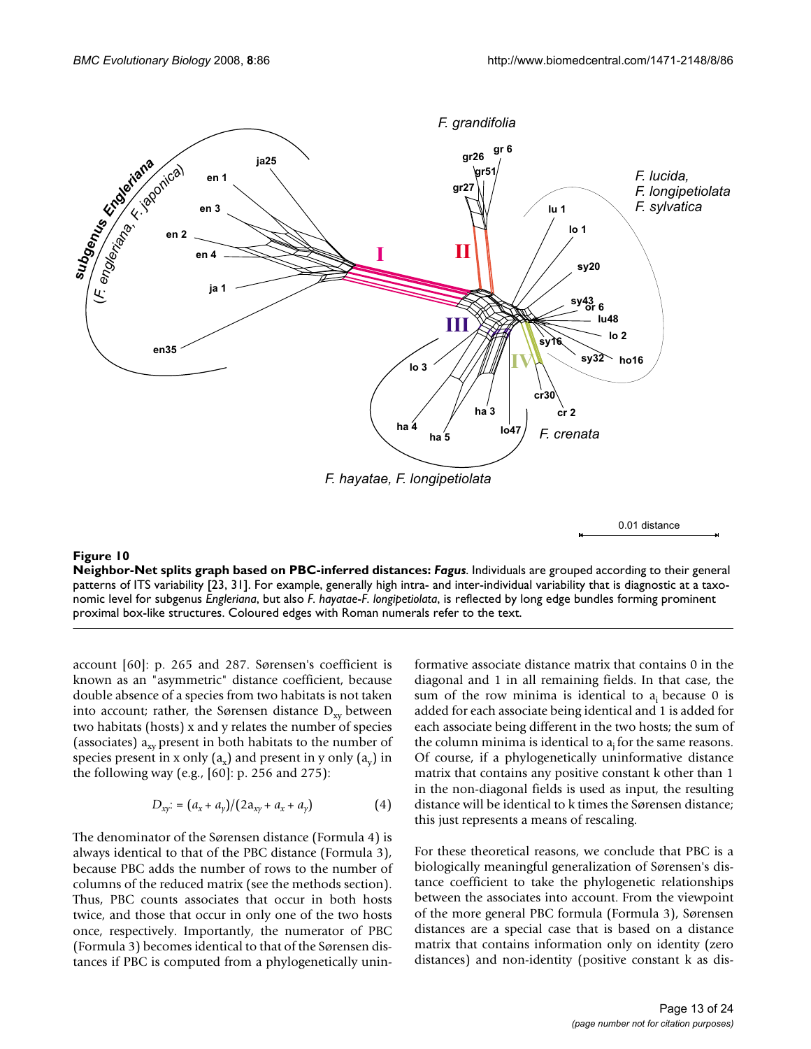**Figure 10**

**Neighbor-Net splits graph based on PBC-inferred distances: *Fagus*.** Individuals are grouped according to their general patterns of ITS variability [23, 31]. For example, generally high intra- and inter-individual variability that is diagnostic at a taxonomic level for subgenus *Engleriana*, but also *F. hayatae*-*F. longipetiolata*, is reflected by long edge bundles forming prominent proximal box-like structures. Coloured edges with Roman numerals refer to the text.

account [60]: p. 265 and 287. Sørensen's coefficient is known as an "asymmetric" distance coefficient, because double absence of a species from two habitats is not taken into account; rather, the Sørensen distance $D_{xy}$ between two habitats (hosts) x and y relates the number of species (associates) $a_{xy}$ present in both habitats to the number of species present in x only ($a_x$) and present in y only ($a_y$) in the following way (e.g., [60]: p. 256 and 275):

$$D_{xy} := (a_x + a_y)/(2a_{xy} + a_x + a_y) \quad (4)$$

The denominator of the Sørensen distance (Formula 4) is always identical to that of the PBC distance (Formula 3), because PBC adds the number of rows to the number of columns of the reduced matrix (see the methods section). Thus, PBC counts associates that occur in both hosts twice, and those that occur in only one of the two hosts once, respectively. Importantly, the numerator of PBC (Formula 3) becomes identical to that of the Sørensen distances if PBC is computed from a phylogenetically uninformative associate distance matrix that contains 0 in the diagonal and 1 in all remaining fields. In that case, the sum of the row minima is identical to $a_i$ because 0 is added for each associate being identical and 1 is added for each associate being different in the two hosts; the sum of the column minima is identical to $a_j$ for the same reasons. Of course, if a phylogenetically uninformative distance matrix that contains any positive constant k other than 1 in the non-diagonal fields is used as input, the resulting distance will be identical to k times the Sørensen distance; this just represents a means of rescaling.

For these theoretical reasons, we conclude that PBC is a biologically meaningful generalization of Sørensen's distance coefficient to take the phylogenetic relationships between the associates into account. From the viewpoint of the more general PBC formula (Formula 3), Sørensen distances are a special case that is based on a distance matrix that contains information only on identity (zero distances) and non-identity (positive constant k as dis-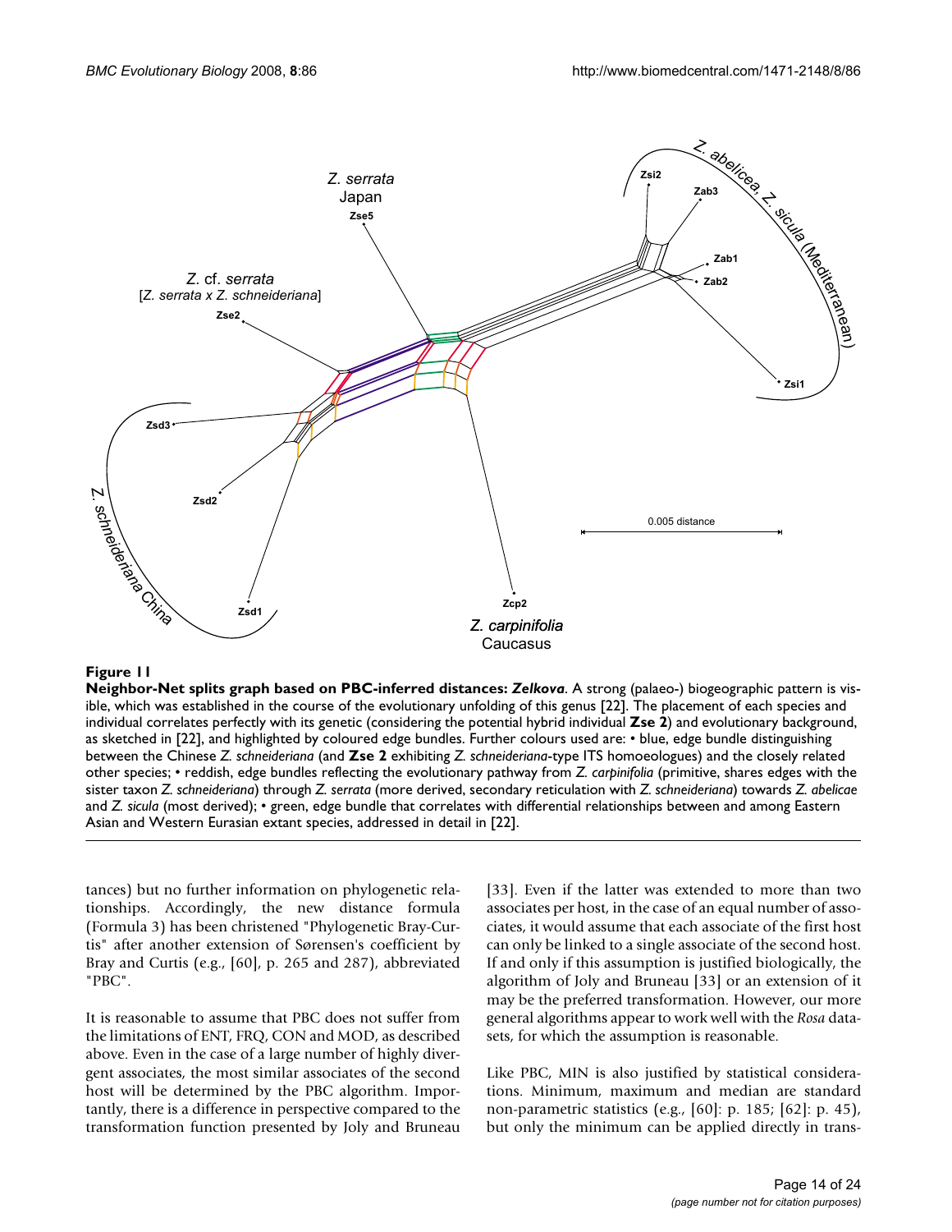**Figure 11**

**Neighbor-Net splits graph based on PBC-inferred distances: *Zelkova*.** A strong (palaeo-) biogeographic pattern is visible, which was established in the course of the evolutionary unfolding of this genus [22]. The placement of each species and individual correlates perfectly with its genetic (considering the potential hybrid individual **Zse 2**) and evolutionary background, as sketched in [22], and highlighted by coloured edge bundles. Further colours used are: • blue, edge bundle distinguishing between the Chinese *Z. schneideriana* (and **Zse 2** exhibiting *Z. schneideriana*-type ITS homoeologues) and the closely related other species; • reddish, edge bundles reflecting the evolutionary pathway from *Z. carpinifolia* (primitive, shares edges with the sister taxon *Z. schneideriana*) through *Z. serrata* (more derived, secondary reticulation with *Z. schneideriana*) towards *Z. abelicae* and *Z. sicula* (most derived); • green, edge bundle that correlates with differential relationships between and among Eastern Asian and Western Eurasian extant species, addressed in detail in [22].

tances) but no further information on phylogenetic relationships. Accordingly, the new distance formula (Formula 3) has been christened "Phylogenetic Bray-Curtis" after another extension of Sørensen's coefficient by Bray and Curtis (e.g., [60], p. 265 and 287), abbreviated "PBC".

It is reasonable to assume that PBC does not suffer from the limitations of ENT, FRQ, CON and MOD, as described above. Even in the case of a large number of highly divergent associates, the most similar associates of the second host will be determined by the PBC algorithm. Importantly, there is a difference in perspective compared to the transformation function presented by Joly and Bruneau [33]. Even if the latter was extended to more than two associates per host, in the case of an equal number of associates, it would assume that each associate of the first host can only be linked to a single associate of the second host. If and only if this assumption is justified biologically, the algorithm of Joly and Bruneau [33] or an extension of it may be the preferred transformation. However, our more general algorithms appear to work well with the *Rosa* datasets, for which the assumption is reasonable.

Like PBC, MIN is also justified by statistical considerations. Minimum, maximum and median are standard non-parametric statistics (e.g., [60]: p. 185; [62]: p. 45), but only the minimum can be applied directly in trans-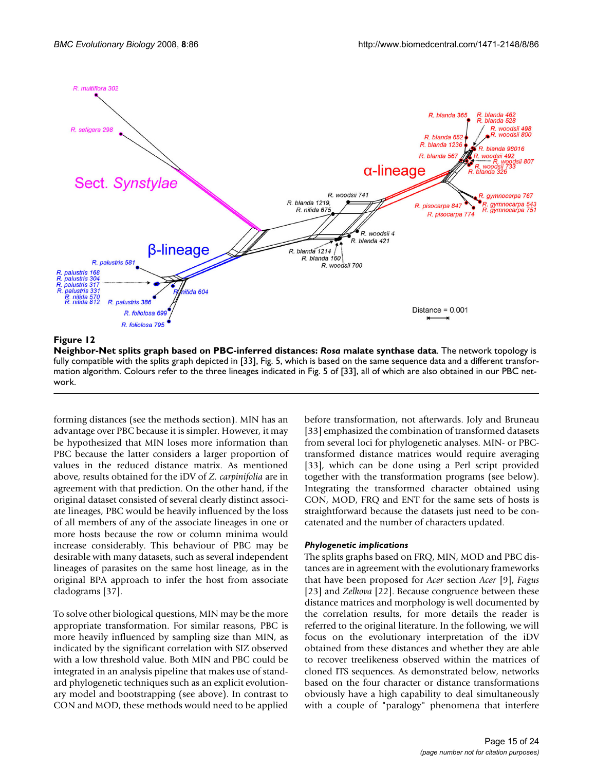**Figure 12**

**Neighbor-Net splits graph based on PBC-inferred distances: *Rosa* malate synthase data**. The network topology is fully compatible with the splits graph depicted in [33], Fig. 5, which is based on the same sequence data and a different transformation algorithm. Colours refer to the three lineages indicated in Fig. 5 of [33], all of which are also obtained in our PBC network.

forming distances (see the methods section). MIN has an advantage over PBC because it is simpler. However, it may be hypothesized that MIN loses more information than PBC because the latter considers a larger proportion of values in the reduced distance matrix. As mentioned above, results obtained for the iDV of *Z. carpinifolia* are in agreement with that prediction. On the other hand, if the original dataset consisted of several clearly distinct associate lineages, PBC would be heavily influenced by the loss of all members of any of the associate lineages in one or more hosts because the row or column minima would increase considerably. This behaviour of PBC may be desirable with many datasets, such as several independent lineages of parasites on the same host lineage, as in the original BPA approach to infer the host from associate cladograms [37].

To solve other biological questions, MIN may be the more appropriate transformation. For similar reasons, PBC is more heavily influenced by sampling size than MIN, as indicated by the significant correlation with SIZ observed with a low threshold value. Both MIN and PBC could be integrated in an analysis pipeline that makes use of standard phylogenetic techniques such as an explicit evolutionary model and bootstrapping (see above). In contrast to CON and MOD, these methods would need to be applied before transformation, not afterwards. Joly and Bruneau [33] emphasized the combination of transformed datasets from several loci for phylogenetic analyses. MIN- or PBC-transformed distance matrices would require averaging [33], which can be done using a Perl script provided together with the transformation programs (see below). Integrating the transformed character obtained using CON, MOD, FRQ and ENT for the same sets of hosts is straightforward because the datasets just need to be concatenated and the number of characters updated.

#### *Phylogenetic implications*

The splits graphs based on FRQ, MIN, MOD and PBC distances are in agreement with the evolutionary frameworks that have been proposed for *Acer* section *Acer* [9], *Fagus* [23] and *Zelkova* [22]. Because congruence between these distance matrices and morphology is well documented by the correlation results, for more details the reader is referred to the original literature. In the following, we will focus on the evolutionary interpretation of the iDV obtained from these distances and whether they are able to recover treelikeness observed within the matrices of cloned ITS sequences. As demonstrated below, networks based on the four character or distance transformations obviously have a high capability to deal simultaneously with a couple of "paralogy" phenomena that interfere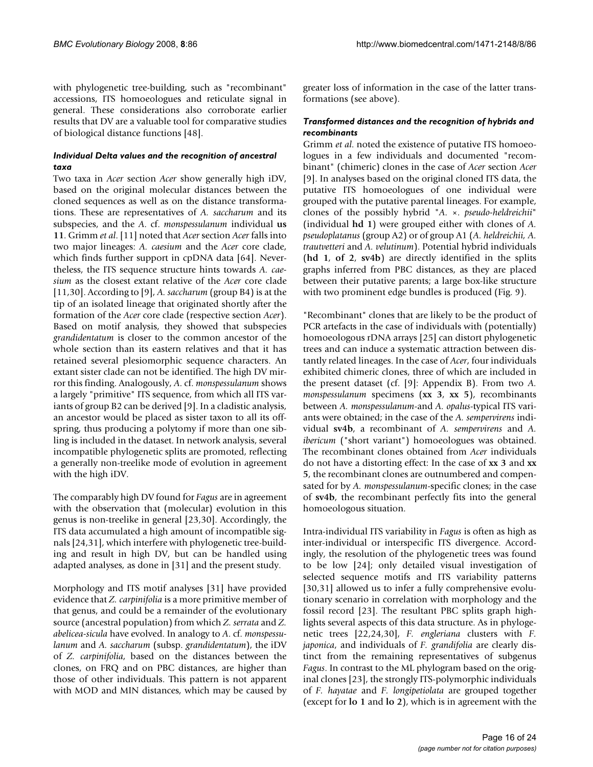with phylogenetic tree-building, such as "recombinant" accessions, ITS homoeologues and reticulate signal in general. These considerations also corroborate earlier results that DV are a valuable tool for comparative studies of biological distance functions [48].

### *Individual Delta values and the recognition of ancestral taxa*

Two taxa in *Acer* section *Acer* show generally high iDV, based on the original molecular distances between the cloned sequences as well as on the distance transformations. These are representatives of *A. saccharum* and its subspecies, and the *A.* cf. *monspessulanum* individual **us 11**. Grimm *et al*. [11] noted that *Acer* section *Acer* falls into two major lineages: *A. caesium* and the *Acer* core clade, which finds further support in cpDNA data [64]. Nevertheless, the ITS sequence structure hints towards *A. caesium* as the closest extant relative of the *Acer* core clade [11,30]. According to [9], *A. saccharum* (group B4) is at the tip of an isolated lineage that originated shortly after the formation of the *Acer* core clade (respective section *Acer*). Based on motif analysis, they showed that subspecies *grandidentatum* is closer to the common ancestor of the whole section than its eastern relatives and that it has retained several plesiomorphic sequence characters. An extant sister clade can not be identified. The high DV mirror this finding. Analogously, *A.* cf. *monspessulanum* shows a largely "primitive" ITS sequence, from which all ITS variants of group B2 can be derived [9]. In a cladistic analysis, an ancestor would be placed as sister taxon to all its offspring, thus producing a polytomy if more than one sibling is included in the dataset. In network analysis, several incompatible phylogenetic splits are promoted, reflecting a generally non-treelike mode of evolution in agreement with the high iDV.

The comparably high DV found for *Fagus* are in agreement with the observation that (molecular) evolution in this genus is non-treelike in general [23,30]. Accordingly, the ITS data accumulated a high amount of incompatible signals [24,31], which interfere with phylogenetic tree-building and result in high DV, but can be handled using adapted analyses, as done in [31] and the present study.

Morphology and ITS motif analyses [31] have provided evidence that *Z. carpinifolia* is a more primitive member of that genus, and could be a remainder of the evolutionary source (ancestral population) from which *Z. serrata* and *Z. abelicea-sicula* have evolved. In analogy to *A.* cf. *monspessulanum* and *A. saccharum* (subsp. *grandidentatum*), the iDV of *Z. carpinifolia*, based on the distances between the clones, on FRQ and on PBC distances, are higher than those of other individuals. This pattern is not apparent with MOD and MIN distances, which may be caused by greater loss of information in the case of the latter transformations (see above).

### *Transformed distances and the recognition of hybrids and recombinants*

Grimm *et al*. noted the existence of putative ITS homoeologues in a few individuals and documented "recombinant" (chimeric) clones in the case of *Acer* section *Acer* [9]. In analyses based on the original cloned ITS data, the putative ITS homoeologues of one individual were grouped with the putative parental lineages. For example, clones of the possibly hybrid "*A.* ×. *pseudo-heldreichii*" (individual **hd 1**) were grouped either with clones of *A. pseudoplatanus* (group A2) or of group A1 (*A. heldreichii, A. trautvetteri* and *A. velutinum*). Potential hybrid individuals (**hd 1**, **of 2**, **sv4b**) are directly identified in the splits graphs inferred from PBC distances, as they are placed between their putative parents; a large box-like structure with two prominent edge bundles is produced (Fig. 9).

"Recombinant" clones that are likely to be the product of PCR artefacts in the case of individuals with (potentially) homoeologous rDNA arrays [25] can distort phylogenetic trees and can induce a systematic attraction between distantly related lineages. In the case of *Acer*, four individuals exhibited chimeric clones, three of which are included in the present dataset (cf. [9]: Appendix B). From two *A. monspessulanum* specimens (**xx 3**, **xx 5**), recombinants between *A. monspessulanum*-and *A. opalus*-typical ITS variants were obtained; in the case of the *A. sempervirens* individual **sv4b**, a recombinant of *A. sempervirens* and *A. ibericum* ("short variant") homoeologues was obtained. The recombinant clones obtained from *Acer* individuals do not have a distorting effect: In the case of **xx 3** and **xx 5**, the recombinant clones are outnumbered and compensated for by *A. monspessulanum*-specific clones; in the case of **sv4b**, the recombinant perfectly fits into the general homoeologous situation.

Intra-individual ITS variability in *Fagus* is often as high as inter-individual or interspecific ITS divergence. Accordingly, the resolution of the phylogenetic trees was found to be low [24]; only detailed visual investigation of selected sequence motifs and ITS variability patterns [30,31] allowed us to infer a fully comprehensive evolutionary scenario in correlation with morphology and the fossil record [23]. The resultant PBC splits graph highlights several aspects of this data structure. As in phylogenetic trees [22,24,30], *F. engleriana* clusters with *F. japonica*, and individuals of *F. grandifolia* are clearly distinct from the remaining representatives of subgenus *Fagus*. In contrast to the ML phylogram based on the original clones [23], the strongly ITS-polymorphic individuals of *F. hayatae* and *F. longipetiolata* are grouped together (except for **lo 1** and **lo 2**), which is in agreement with the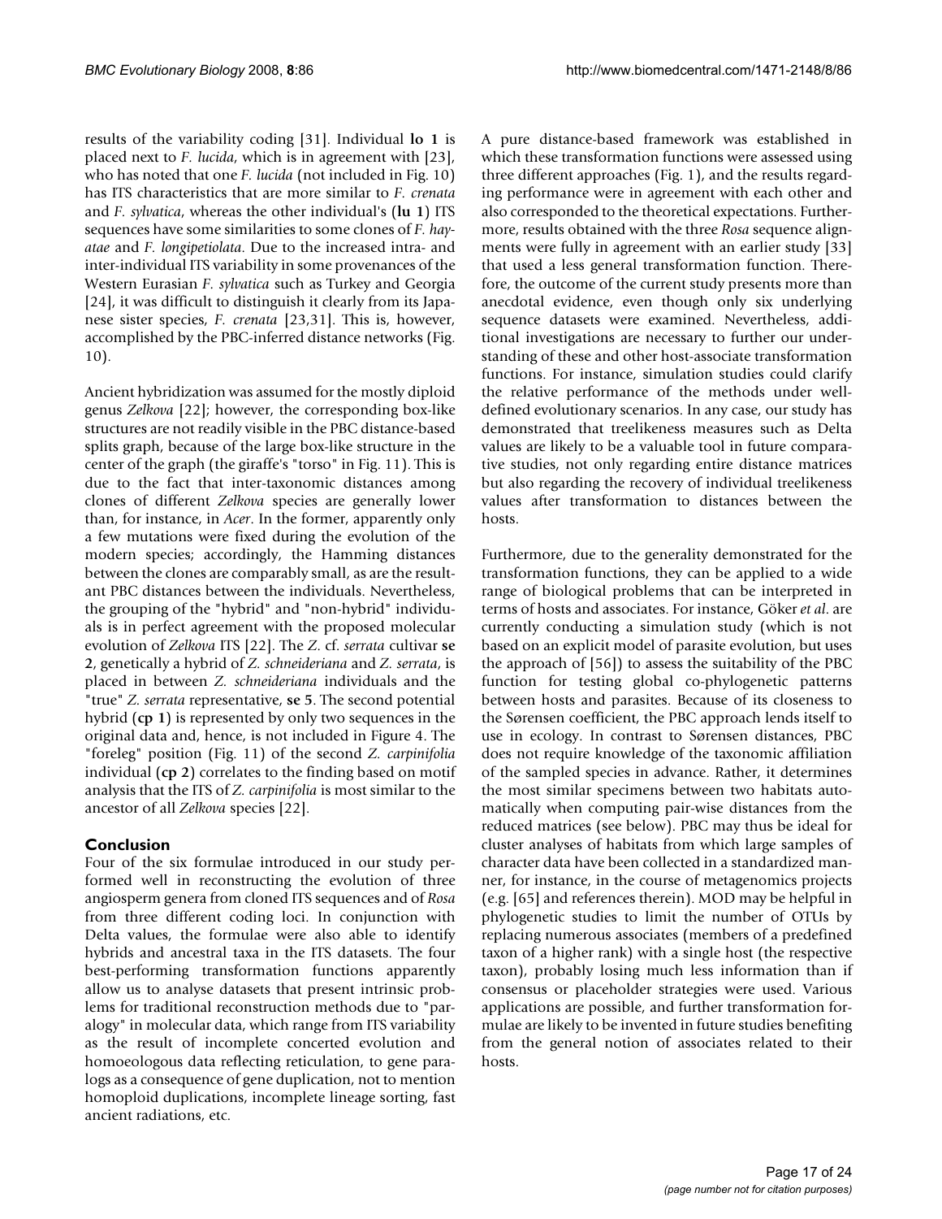results of the variability coding [31]. Individual **lo 1** is placed next to *F. lucida*, which is in agreement with [23], who has noted that one *F. lucida* (not included in Fig. 10) has ITS characteristics that are more similar to *F. crenata* and *F. sylvatica*, whereas the other individual's (**lu 1**) ITS sequences have some similarities to some clones of *F. hayatae* and *F. longipetiolata*. Due to the increased intra- and inter-individual ITS variability in some provenances of the Western Eurasian *F. sylvatica* such as Turkey and Georgia [24], it was difficult to distinguish it clearly from its Japanese sister species, *F. crenata* [23,31]. This is, however, accomplished by the PBC-inferred distance networks (Fig. 10).

Ancient hybridization was assumed for the mostly diploid genus *Zelkova* [22]; however, the corresponding box-like structures are not readily visible in the PBC distance-based splits graph, because of the large box-like structure in the center of the graph (the giraffe's "torso" in Fig. 11). This is due to the fact that inter-taxonomic distances among clones of different *Zelkova* species are generally lower than, for instance, in *Acer*. In the former, apparently only a few mutations were fixed during the evolution of the modern species; accordingly, the Hamming distances between the clones are comparably small, as are the resultant PBC distances between the individuals. Nevertheless, the grouping of the "hybrid" and "non-hybrid" individuals is in perfect agreement with the proposed molecular evolution of *Zelkova* ITS [22]. The *Z.* cf. *serrata* cultivar **se 2**, genetically a hybrid of *Z. schneideriana* and *Z. serrata*, is placed in between *Z. schneideriana* individuals and the "true" *Z. serrata* representative, **se 5**. The second potential hybrid (**cp 1**) is represented by only two sequences in the original data and, hence, is not included in Figure 4. The "foreleg" position (Fig. 11) of the second *Z. carpinifolia* individual (**cp 2**) correlates to the finding based on motif analysis that the ITS of *Z. carpinifolia* is most similar to the ancestor of all *Zelkova* species [22].

## Conclusion

Four of the six formulae introduced in our study performed well in reconstructing the evolution of three angiosperm genera from cloned ITS sequences and of *Rosa* from three different coding loci. In conjunction with Delta values, the formulae were also able to identify hybrids and ancestral taxa in the ITS datasets. The four best-performing transformation functions apparently allow us to analyse datasets that present intrinsic problems for traditional reconstruction methods due to "paralogy" in molecular data, which range from ITS variability as the result of incomplete concerted evolution and homoeologous data reflecting reticulation, to gene paralogs as a consequence of gene duplication, not to mention homoploid duplications, incomplete lineage sorting, fast ancient radiations, etc.

A pure distance-based framework was established in which these transformation functions were assessed using three different approaches (Fig. 1), and the results regarding performance were in agreement with each other and also corresponded to the theoretical expectations. Furthermore, results obtained with the three *Rosa* sequence alignments were fully in agreement with an earlier study [33] that used a less general transformation function. Therefore, the outcome of the current study presents more than anecdotal evidence, even though only six underlying sequence datasets were examined. Nevertheless, additional investigations are necessary to further our understanding of these and other host-associate transformation functions. For instance, simulation studies could clarify the relative performance of the methods under well-defined evolutionary scenarios. In any case, our study has demonstrated that treelikeness measures such as Delta values are likely to be a valuable tool in future comparative studies, not only regarding entire distance matrices but also regarding the recovery of individual treelikeness values after transformation to distances between the hosts.

Furthermore, due to the generality demonstrated for the transformation functions, they can be applied to a wide range of biological problems that can be interpreted in terms of hosts and associates. For instance, Göker *et al*. are currently conducting a simulation study (which is not based on an explicit model of parasite evolution, but uses the approach of [56]) to assess the suitability of the PBC function for testing global co-phylogenetic patterns between hosts and parasites. Because of its closeness to the Sørensen coefficient, the PBC approach lends itself to use in ecology. In contrast to Sørensen distances, PBC does not require knowledge of the taxonomic affiliation of the sampled species in advance. Rather, it determines the most similar specimens between two habitats automatically when computing pair-wise distances from the reduced matrices (see below). PBC may thus be ideal for cluster analyses of habitats from which large samples of character data have been collected in a standardized manner, for instance, in the course of metagenomics projects (e.g. [65] and references therein). MOD may be helpful in phylogenetic studies to limit the number of OTUs by replacing numerous associates (members of a predefined taxon of a higher rank) with a single host (the respective taxon), probably losing much less information than if consensus or placeholder strategies were used. Various applications are possible, and further transformation formulae are likely to be invented in future studies benefiting from the general notion of associates related to their hosts.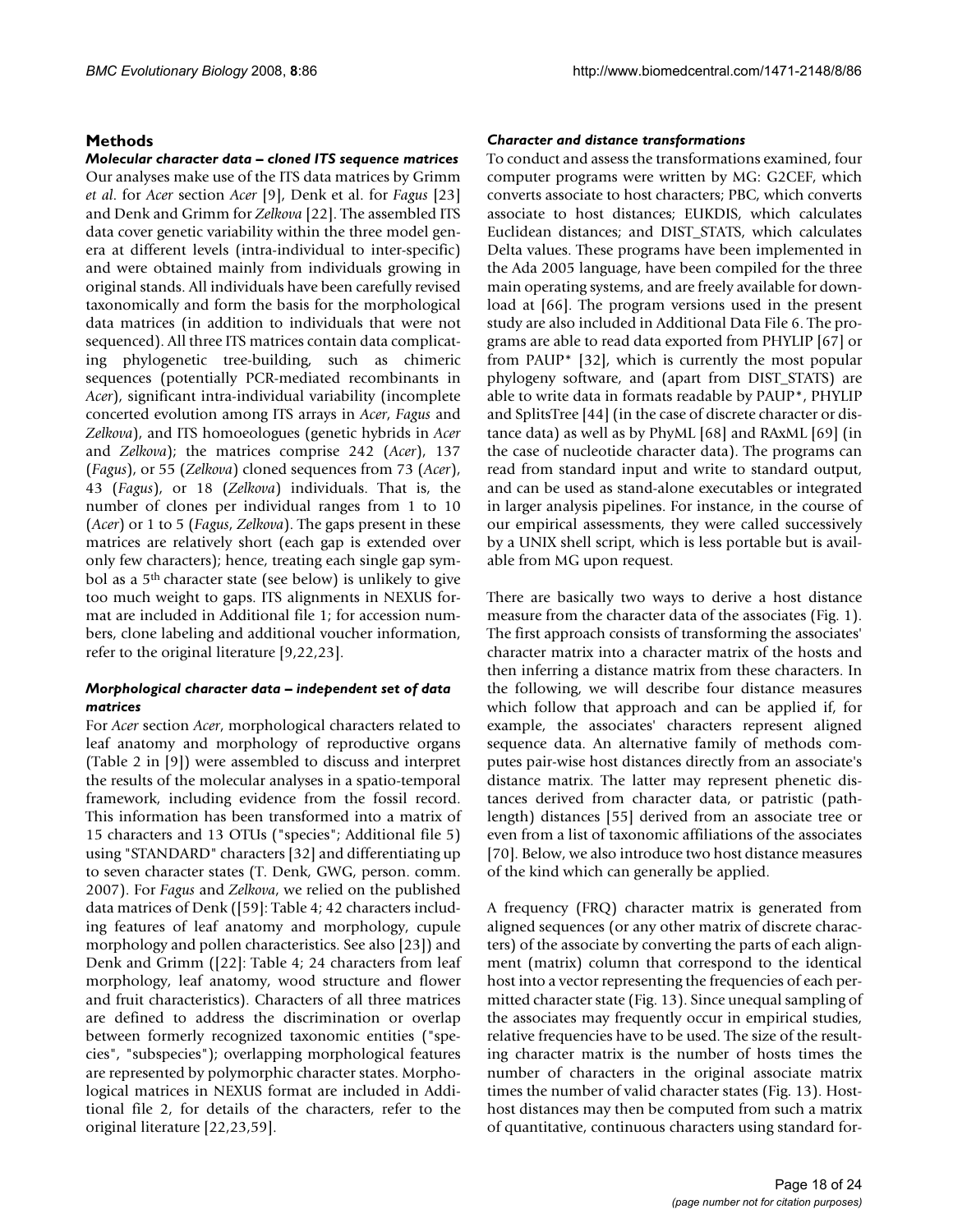## Methods

### *Molecular character data – cloned ITS sequence matrices*

Our analyses make use of the ITS data matrices by Grimm *et al*. for *Acer* section *Acer* [9], Denk et al. for *Fagus* [23] and Denk and Grimm for *Zelkova* [22]. The assembled ITS data cover genetic variability within the three model genera at different levels (intra-individual to inter-specific) and were obtained mainly from individuals growing in original stands. All individuals have been carefully revised taxonomically and form the basis for the morphological data matrices (in addition to individuals that were not sequenced). All three ITS matrices contain data complicating phylogenetic tree-building, such as chimeric sequences (potentially PCR-mediated recombinants in *Acer*), significant intra-individual variability (incomplete concerted evolution among ITS arrays in *Acer*, *Fagus* and *Zelkova*), and ITS homoeologues (genetic hybrids in *Acer* and *Zelkova*); the matrices comprise 242 (*Acer*), 137 (*Fagus*), or 55 (*Zelkova*) cloned sequences from 73 (*Acer*), 43 (*Fagus*), or 18 (*Zelkova*) individuals. That is, the number of clones per individual ranges from 1 to 10 (*Acer*) or 1 to 5 (*Fagus*, *Zelkova*). The gaps present in these matrices are relatively short (each gap is extended over only few characters); hence, treating each single gap symbol as a 5th character state (see below) is unlikely to give too much weight to gaps. ITS alignments in NEXUS format are included in Additional file 1; for accession numbers, clone labeling and additional voucher information, refer to the original literature [9,22,23].

### *Morphological character data – independent set of data matrices*

For *Acer* section *Acer*, morphological characters related to leaf anatomy and morphology of reproductive organs (Table 2 in [9]) were assembled to discuss and interpret the results of the molecular analyses in a spatio-temporal framework, including evidence from the fossil record. This information has been transformed into a matrix of 15 characters and 13 OTUs ("species"; Additional file 5) using "STANDARD" characters [32] and differentiating up to seven character states (T. Denk, GWG, person. comm. 2007). For *Fagus* and *Zelkova*, we relied on the published data matrices of Denk ([59]: Table 4; 42 characters including features of leaf anatomy and morphology, cupule morphology and pollen characteristics. See also [23]) and Denk and Grimm ([22]: Table 4; 24 characters from leaf morphology, leaf anatomy, wood structure and flower and fruit characteristics). Characters of all three matrices are defined to address the discrimination or overlap between formerly recognized taxonomic entities ("species", "subspecies"); overlapping morphological features are represented by polymorphic character states. Morphological matrices in NEXUS format are included in Additional file 2, for details of the characters, refer to the original literature [22,23,59].

### *Character and distance transformations*

To conduct and assess the transformations examined, four computer programs were written by MG: G2CEF, which converts associate to host characters; PBC, which converts associate to host distances; EUKDIS, which calculates Euclidean distances; and DIST_STATS, which calculates Delta values. These programs have been implemented in the Ada 2005 language, have been compiled for the three main operating systems, and are freely available for download at [66]. The program versions used in the present study are also included in Additional Data File 6. The programs are able to read data exported from PHYLIP [67] or from PAUP* [32], which is currently the most popular phylogeny software, and (apart from DIST_STATS) are able to write data in formats readable by PAUP*, PHYLIP and SplitsTree [44] (in the case of discrete character or distance data) as well as by PhyML [68] and RAxML [69] (in the case of nucleotide character data). The programs can read from standard input and write to standard output, and can be used as stand-alone executables or integrated in larger analysis pipelines. For instance, in the course of our empirical assessments, they were called successively by a UNIX shell script, which is less portable but is available from MG upon request.

There are basically two ways to derive a host distance measure from the character data of the associates (Fig. 1). The first approach consists of transforming the associates' character matrix into a character matrix of the hosts and then inferring a distance matrix from these characters. In the following, we will describe four distance measures which follow that approach and can be applied if, for example, the associates' characters represent aligned sequence data. An alternative family of methods computes pair-wise host distances directly from an associate's distance matrix. The latter may represent phenetic distances derived from character data, or patristic (path-length) distances [55] derived from an associate tree or even from a list of taxonomic affiliations of the associates [70]. Below, we also introduce two host distance measures of the kind which can generally be applied.

A frequency (FRQ) character matrix is generated from aligned sequences (or any other matrix of discrete characters) of the associate by converting the parts of each alignment (matrix) column that correspond to the identical host into a vector representing the frequencies of each permitted character state (Fig. 13). Since unequal sampling of the associates may frequently occur in empirical studies, relative frequencies have to be used. The size of the resulting character matrix is the number of hosts times the number of characters in the original associate matrix times the number of valid character states (Fig. 13). Host-host distances may then be computed from such a matrix of quantitative, continuous characters using standard for-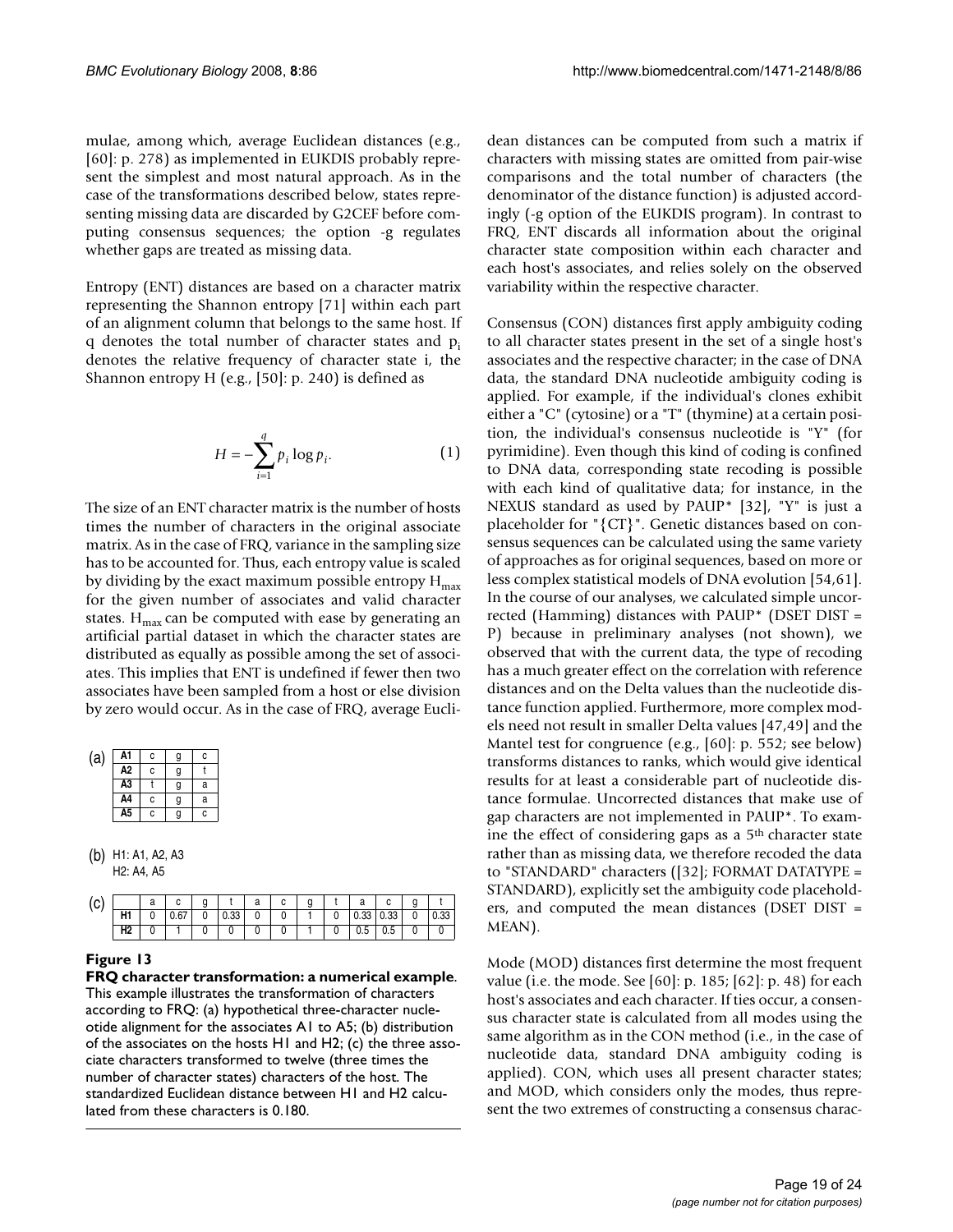mulae, among which, average Euclidean distances (e.g., [60]: p. 278) as implemented in EUKDIS probably represent the simplest and most natural approach. As in the case of the transformations described below, states representing missing data are discarded by G2CEF before computing consensus sequences; the option -g regulates whether gaps are treated as missing data.

Entropy (ENT) distances are based on a character matrix representing the Shannon entropy [71] within each part of an alignment column that belongs to the same host. If q denotes the total number of character states and $p_i$ denotes the relative frequency of character state i, the Shannon entropy H (e.g., [50]: p. 240) is defined as

$$H = -\sum_{i=1}^{q} p_i \log p_i. \quad (1)$$

The size of an ENT character matrix is the number of hosts times the number of characters in the original associate matrix. As in the case of FRQ, variance in the sampling size has to be accounted for. Thus, each entropy value is scaled by dividing by the exact maximum possible entropy $H_{max}$ for the given number of associates and valid character states. $H_{max}$ can be computed with ease by generating an artificial partial dataset in which the character states are distributed as equally as possible among the set of associates. This implies that ENT is undefined if fewer then two associates have been sampled from a host or else division by zero would occur. As in the case of FRQ, average Euclidean distances can be computed from such a matrix if characters with missing states are omitted from pair-wise comparisons and the total number of characters (the denominator of the distance function) is adjusted accordingly (-g option of the EUKDIS program). In contrast to FRQ, ENT discards all information about the original character state composition within each character and each host's associates, and relies solely on the observed variability within the respective character.

(a)

| A1 | c | g | c |
|---|---|---|---|
| A2 | c | g | t |
| A3 | t | g | a |
| A4 | c | g | a |
| A5 | c | g | c |

(b) H1: A1, A2, A3
H2: A4, A5

(c)

| | a | c | g | t | a | c | g | t | a | c | g | t |
|---|---|---|---|---|---|---|---|---|---|---|---|---|
| H1 | 0 | 0.67 | 0 | 0.33 | 0 | 0 | 1 | 0 | 0.33 | 0.33 | 0 | 0.33 |
| H2 | 0 | 1 | 0 | 0 | 0 | 0 | 1 | 0 | 0.5 | 0.5 | 0 | 0 |

**Figure 13**
**FRQ character transformation: a numerical example**. This example illustrates the transformation of characters according to FRQ: (a) hypothetical three-character nucleotide alignment for the associates A1 to A5; (b) distribution of the associates on the hosts H1 and H2; (c) the three associate characters transformed to twelve (three times the number of character states) characters of the host. The standardized Euclidean distance between H1 and H2 calculated from these characters is 0.180.

Consensus (CON) distances first apply ambiguity coding to all character states present in the set of a single host's associates and the respective character; in the case of DNA data, the standard DNA nucleotide ambiguity coding is applied. For example, if the individual's clones exhibit either a "C" (cytosine) or a "T" (thymine) at a certain position, the individual's consensus nucleotide is "Y" (for pyrimidine). Even though this kind of coding is confined to DNA data, corresponding state recoding is possible with each kind of qualitative data; for instance, in the NEXUS standard as used by PAUP* [32], "Y" is just a placeholder for "{CT}". Genetic distances based on consensus sequences can be calculated using the same variety of approaches as for original sequences, based on more or less complex statistical models of DNA evolution [54,61]. In the course of our analyses, we calculated simple uncorrected (Hamming) distances with PAUP* (DSET DIST = P) because in preliminary analyses (not shown), we observed that with the current data, the type of recoding has a much greater effect on the correlation with reference distances and on the Delta values than the nucleotide distance function applied. Furthermore, more complex models need not result in smaller Delta values [47,49] and the Mantel test for congruence (e.g., [60]: p. 552; see below) transforms distances to ranks, which would give identical results for at least a considerable part of nucleotide distance formulae. Uncorrected distances that make use of gap characters are not implemented in PAUP*. To examine the effect of considering gaps as a 5th character state rather than as missing data, we therefore recoded the data to "STANDARD" characters ([32]; FORMAT DATATYPE = STANDARD), explicitly set the ambiguity code placeholders, and computed the mean distances (DSET DIST = MEAN).

Mode (MOD) distances first determine the most frequent value (i.e. the mode. See [60]: p. 185; [62]: p. 48) for each host's associates and each character. If ties occur, a consensus character state is calculated from all modes using the same algorithm as in the CON method (i.e., in the case of nucleotide data, standard DNA ambiguity coding is applied). CON, which uses all present character states; and MOD, which considers only the modes, thus represent the two extremes of constructing a consensus charac-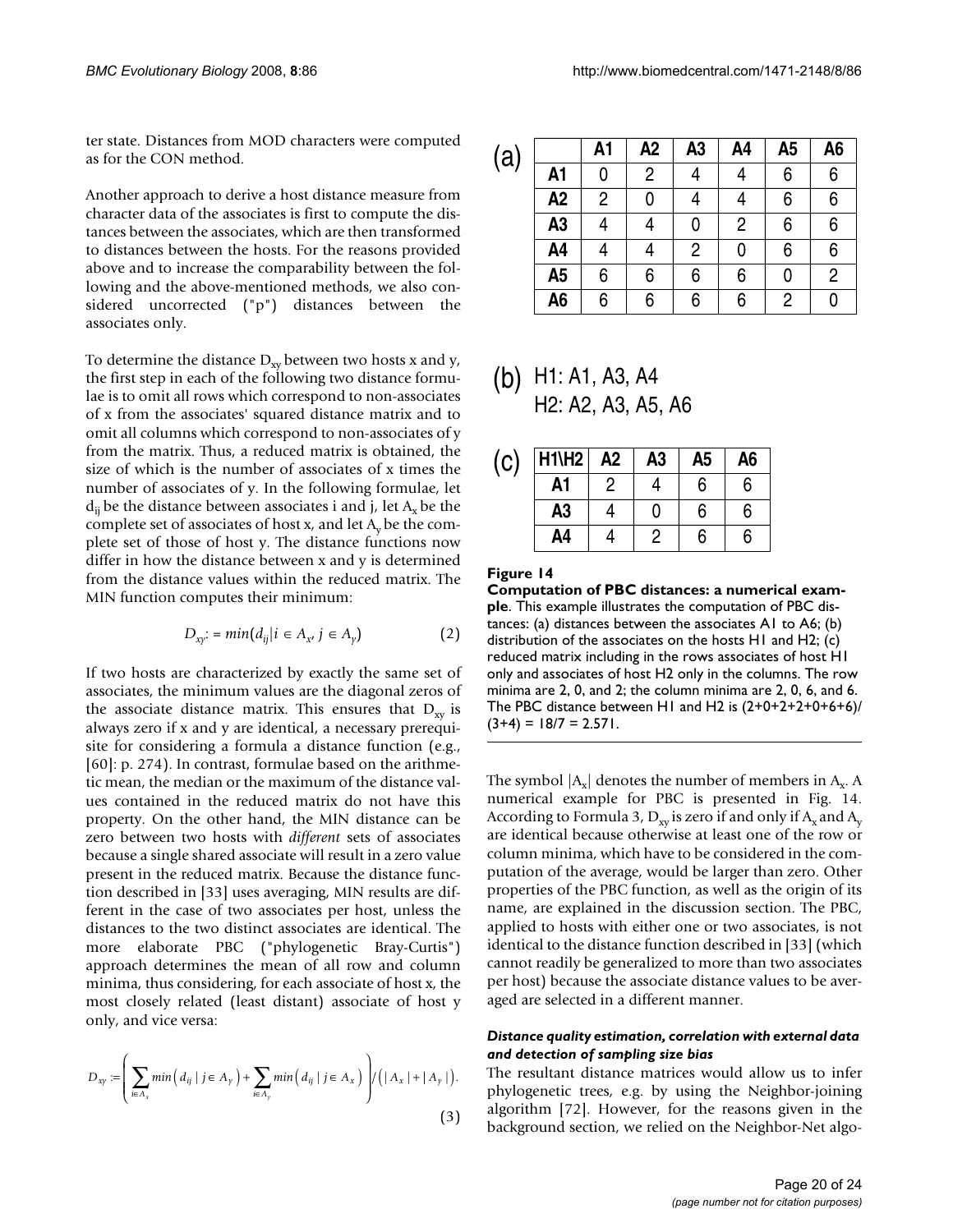ter state. Distances from MOD characters were computed as for the CON method.

Another approach to derive a host distance measure from character data of the associates is first to compute the distances between the associates, which are then transformed to distances between the hosts. For the reasons provided above and to increase the comparability between the following and the above-mentioned methods, we also considered uncorrected ("p") distances between the associates only.

To determine the distance $D_{xy}$ between two hosts x and y, the first step in each of the following two distance formulae is to omit all rows which correspond to non-associates of x from the associates' squared distance matrix and to omit all columns which correspond to non-associates of y from the matrix. Thus, a reduced matrix is obtained, the size of which is the number of associates of x times the number of associates of y. In the following formulae, let $d_{ij}$ be the distance between associates i and j, let $A_x$ be the complete set of associates of host x, and let $A_y$ be the complete set of those of host y. The distance functions now differ in how the distance between x and y is determined from the distance values within the reduced matrix. The MIN function computes their minimum:

$$D_{xy} := min(d_{ij} | i \in A_x, j \in A_y) \quad (2)$$

If two hosts are characterized by exactly the same set of associates, the minimum values are the diagonal zeros of the associate distance matrix. This ensures that $D_{xy}$ is always zero if x and y are identical, a necessary prerequisite for considering a formula a distance function (e.g., [60]: p. 274). In contrast, formulae based on the arithmetic mean, the median or the maximum of the distance values contained in the reduced matrix do not have this property. On the other hand, the MIN distance can be zero between two hosts with *different* sets of associates because a single shared associate will result in a zero value present in the reduced matrix. Because the distance function described in [33] uses averaging, MIN results are different in the case of two associates per host, unless the distances to the two distinct associates are identical. The more elaborate PBC ("phylogenetic Bray-Curtis") approach determines the mean of all row and column minima, thus considering, for each associate of host x, the most closely related (least distant) associate of host y only, and vice versa:

$$D_{xy} := \left( \sum_{i \in A_x} min\left( d_{ij} \mid j \in A_y \right) + \sum_{i \in A_y} min\left( d_{ij} \mid j \in A_x \right) \right) / \left( |A_x| + |A_y| \right). \quad (3)$$

(a)

| | A1 | A2 | A3 | A4 | A5 | A6 |
|---|---|---|---|---|---|---|
| **A1** | 0 | 2 | 4 | 4 | 6 | 6 |
| **A2** | 2 | 0 | 4 | 4 | 6 | 6 |
| **A3** | 4 | 4 | 0 | 2 | 6 | 6 |
| **A4** | 4 | 4 | 2 | 0 | 6 | 6 |
| **A5** | 6 | 6 | 6 | 6 | 0 | 2 |
| **A6** | 6 | 6 | 6 | 6 | 2 | 0 |

(b) H1: A1, A3, A4
H2: A2, A3, A5, A6

(c)

| H1\H2 | A2 | A3 | A5 | A6 |
|---|---|---|---|---|
| **A1** | 2 | 4 | 6 | 6 |
| **A3** | 4 | 0 | 6 | 6 |
| **A4** | 4 | 2 | 6 | 6 |

**Figure 14**
**Computation of PBC distances: a numerical example**. This example illustrates the computation of PBC distances: (a) distances between the associates A1 to A6; (b) distribution of the associates on the hosts H1 and H2; (c) reduced matrix including in the rows associates of host H1 only and associates of host H2 only in the columns. The row minima are 2, 0, and 2; the column minima are 2, 0, 6, and 6. The PBC distance between H1 and H2 is (2+0+2+2+0+6+6)/(3+4) = 18/7 = 2.571.

The symbol $|A_x|$ denotes the number of members in $A_x$. A numerical example for PBC is presented in Fig. 14. According to Formula 3, $D_{xy}$ is zero if and only if $A_x$ and $A_y$ are identical because otherwise at least one of the row or column minima, which have to be considered in the computation of the average, would be larger than zero. Other properties of the PBC function, as well as the origin of its name, are explained in the discussion section. The PBC, applied to hosts with either one or two associates, is not identical to the distance function described in [33] (which cannot readily be generalized to more than two associates per host) because the associate distance values to be averaged are selected in a different manner.

#### *Distance quality estimation, correlation with external data and detection of sampling size bias*

The resultant distance matrices would allow us to infer phylogenetic trees, e.g. by using the Neighbor-joining algorithm [72]. However, for the reasons given in the background section, we relied on the Neighbor-Net algo-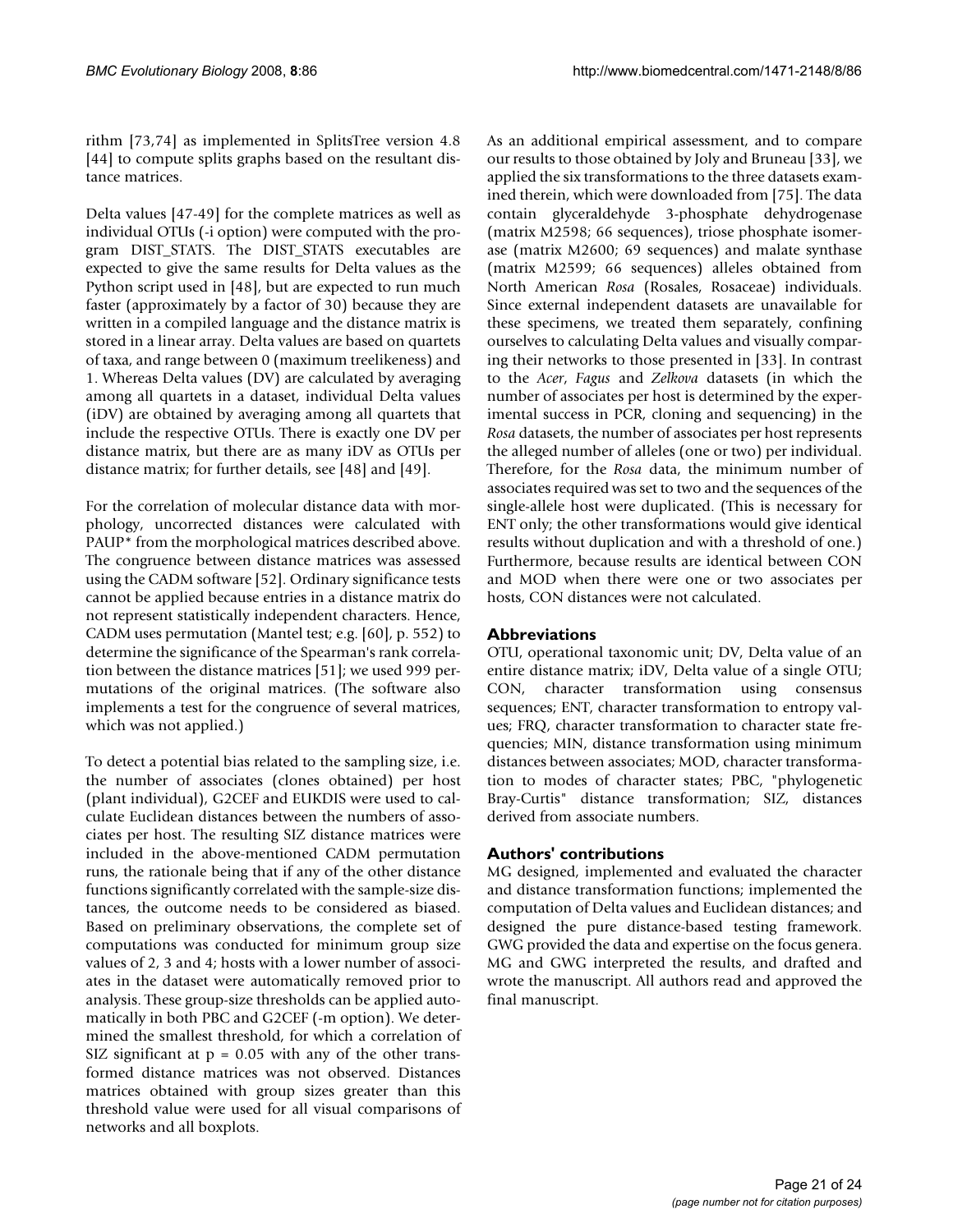rithm [73,74] as implemented in SplitsTree version 4.8 [44] to compute splits graphs based on the resultant distance matrices.

Delta values [47-49] for the complete matrices as well as individual OTUs (-i option) were computed with the program DIST_STATS. The DIST_STATS executables are expected to give the same results for Delta values as the Python script used in [48], but are expected to run much faster (approximately by a factor of 30) because they are written in a compiled language and the distance matrix is stored in a linear array. Delta values are based on quartets of taxa, and range between 0 (maximum treelikeness) and 1. Whereas Delta values (DV) are calculated by averaging among all quartets in a dataset, individual Delta values (iDV) are obtained by averaging among all quartets that include the respective OTUs. There is exactly one DV per distance matrix, but there are as many iDV as OTUs per distance matrix; for further details, see [48] and [49].

For the correlation of molecular distance data with morphology, uncorrected distances were calculated with PAUP* from the morphological matrices described above. The congruence between distance matrices was assessed using the CADM software [52]. Ordinary significance tests cannot be applied because entries in a distance matrix do not represent statistically independent characters. Hence, CADM uses permutation (Mantel test; e.g. [60], p. 552) to determine the significance of the Spearman's rank correlation between the distance matrices [51]; we used 999 permutations of the original matrices. (The software also implements a test for the congruence of several matrices, which was not applied.)

To detect a potential bias related to the sampling size, i.e. the number of associates (clones obtained) per host (plant individual), G2CEF and EUKDIS were used to calculate Euclidean distances between the numbers of associates per host. The resulting SIZ distance matrices were included in the above-mentioned CADM permutation runs, the rationale being that if any of the other distance functions significantly correlated with the sample-size distances, the outcome needs to be considered as biased. Based on preliminary observations, the complete set of computations was conducted for minimum group size values of 2, 3 and 4; hosts with a lower number of associates in the dataset were automatically removed prior to analysis. These group-size thresholds can be applied automatically in both PBC and G2CEF (-m option). We determined the smallest threshold, for which a correlation of SIZ significant at $p = 0.05$ with any of the other transformed distance matrices was not observed. Distances matrices obtained with group sizes greater than this threshold value were used for all visual comparisons of networks and all boxplots.

As an additional empirical assessment, and to compare our results to those obtained by Joly and Bruneau [33], we applied the six transformations to the three datasets examined therein, which were downloaded from [75]. The data contain glyceraldehyde 3-phosphate dehydrogenase (matrix M2598; 66 sequences), triose phosphate isomerase (matrix M2600; 69 sequences) and malate synthase (matrix M2599; 66 sequences) alleles obtained from North American *Rosa* (Rosales, Rosaceae) individuals. Since external independent datasets are unavailable for these specimens, we treated them separately, confining ourselves to calculating Delta values and visually comparing their networks to those presented in [33]. In contrast to the *Acer*, *Fagus* and *Zelkova* datasets (in which the number of associates per host is determined by the experimental success in PCR, cloning and sequencing) in the *Rosa* datasets, the number of associates per host represents the alleged number of alleles (one or two) per individual. Therefore, for the *Rosa* data, the minimum number of associates required was set to two and the sequences of the single-allele host were duplicated. (This is necessary for ENT only; the other transformations would give identical results without duplication and with a threshold of one.) Furthermore, because results are identical between CON and MOD when there were one or two associates per hosts, CON distances were not calculated.

## Abbreviations

OTU, operational taxonomic unit; DV, Delta value of an entire distance matrix; iDV, Delta value of a single OTU; CON, character transformation using consensus sequences; ENT, character transformation to entropy values; FRQ, character transformation to character state frequencies; MIN, distance transformation using minimum distances between associates; MOD, character transformation to modes of character states; PBC, "phylogenetic Bray-Curtis" distance transformation; SIZ, distances derived from associate numbers.

## Authors' contributions

MG designed, implemented and evaluated the character and distance transformation functions; implemented the computation of Delta values and Euclidean distances; and designed the pure distance-based testing framework. GWG provided the data and expertise on the focus genera. MG and GWG interpreted the results, and drafted and wrote the manuscript. All authors read and approved the final manuscript.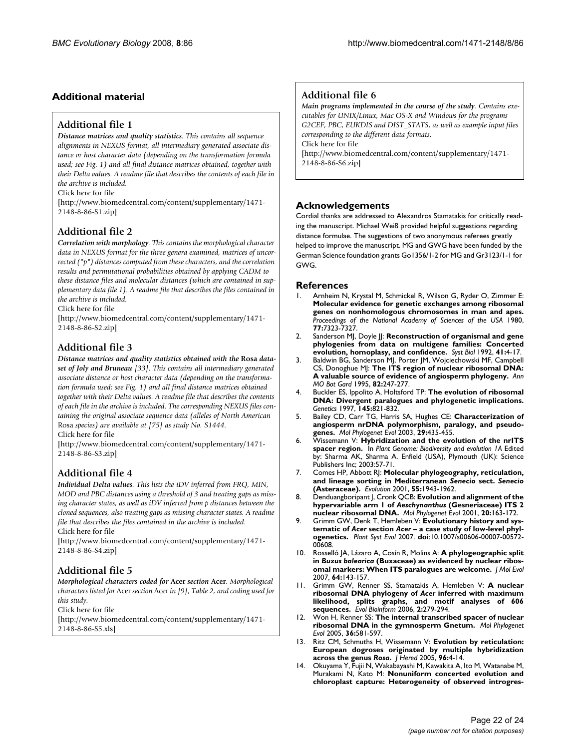## Additional material

### Additional file 1

***Distance matrices and quality statistics****. This contains all sequence alignments in NEXUS format, all intermediary generated associate distance or host character data (depending on the transformation formula used; see Fig. 1) and all final distance matrices obtained, together with their Delta values. A readme file that describes the contents of each file in the archive is included.*

Click here for file

[http://www.biomedcentral.com/content/supplementary/1471-2148-8-86-S1.zip]

### Additional file 2

***Correlation with morphology****. This contains the morphological character data in NEXUS format for the three genera examined, matrices of uncorrected ("p") distances computed from these characters, and the correlation results and permutational probabilities obtained by applying CADM to these distance files and molecular distances (which are contained in supplementary data file 1). A readme file that describes the files contained in the archive is included.*

Click here for file

[http://www.biomedcentral.com/content/supplementary/1471-2148-8-86-S2.zip]

### Additional file 3

***Distance matrices and quality statistics obtained with the*** **Rosa** ***dataset of Joly and Bruneau*** *[33]. This contains all intermediary generated associate distance or host character data (depending on the transformation formula used; see Fig. 1) and all final distance matrices obtained together with their Delta values. A readme file that describes the contents of each file in the archive is included. The corresponding NEXUS files containing the original associate sequence data (alleles of North American* Rosa *species) are available at [75] as study No. S1444.*

Click here for file

[http://www.biomedcentral.com/content/supplementary/1471-2148-8-86-S3.zip]

### Additional file 4

***Individual Delta values****. This lists the iDV inferred from FRQ, MIN, MOD and PBC distances using a threshold of 3 and treating gaps as missing character states, as well as iDV inferred from p distances between the cloned sequences, also treating gaps as missing character states. A readme file that describes the files contained in the archive is included.*

Click here for file

[http://www.biomedcentral.com/content/supplementary/1471-2148-8-86-S4.zip]

### Additional file 5

***Morphological characters coded for*** **Acer** ***section*** **Acer***. Morphological characters listed for* Acer *section* Acer *in [9], Table 2, and coding used for this study.*

Click here for file

[http://www.biomedcentral.com/content/supplementary/1471-2148-8-86-S5.xls]

### Additional file 6

***Main programs implemented in the course of the study****. Contains executables for UNIX/Linux, Mac OS-X and Windows for the programs G2CEF, PBC, EUKDIS and DIST_STATS, as well as example input files corresponding to the different data formats.*

Click here for file

[http://www.biomedcentral.com/content/supplementary/1471-2148-8-86-S6.zip]

## Acknowledgements

Cordial thanks are addressed to Alexandros Stamatakis for critically reading the manuscript. Michael Weiß provided helpful suggestions regarding distance formulae. The suggestions of two anonymous referees greatly helped to improve the manuscript. MG and GWG have been funded by the German Science foundation grants Go1356/1-2 for MG and Gr3123/1-1 for GWG.

## References

1. Arnheim N, Krystal M, Schmickel R, Wilson G, Ryder O, Zimmer E: **Molecular evidence for genetic exchanges among ribosomal genes on nonhomologous chromosomes in man and apes.** *Proceedings of the National Academy of Sciences of the USA* 1980, **77:**7323-7327.
2. Sanderson MJ, Doyle JJ: **Reconstruction of organismal and gene phylogenies from data on multigene families: Concerted evolution, homoplasy, and confidence.** *Syst Biol* 1992, **41:**4-17.
3. Baldwin BG, Sanderson MJ, Porter JM, Wojciechowski MF, Campbell CS, Donoghue MJ: **The ITS region of nuclear ribosomal DNA: A valuable source of evidence of angiosperm phylogeny.** *Ann MO Bot Gard* 1995, **82:**247-277.
4. Buckler ES, Ippolito A, Holtsford TP: **The evolution of ribosomal DNA: Divergent paralogues and phylogenetic implications.** *Genetics* 1997, **145:**821-832.
5. Bailey CD, Carr TG, Harris SA, Hughes CE: **Characterization of angiosperm nrDNA polymorphism, paralogy, and pseudogenes.** *Mol Phylogenet Evol* 2003, **29:**435-455.
6. Wissemann V: **Hybridization and the evolution of the nrITS spacer region.** In *Plant Genome: Biodiversity and evolution 1A* Edited by: Sharma AK, Sharma A. Enfield (USA), Plymouth (UK): Science Publishers Inc; 2003:57-71.
7. Comes HP, Abbott RJ: **Molecular phylogeography, reticulation, and lineage sorting in Mediterranean *Senecio* sect. *Senecio* (Asteraceae).** *Evolution* 2001, **55:**1943-1962.
8. Denduangboripant J, Cronk QCB: **Evolution and alignment of the hypervariable arm 1 of *Aeschynanthus* (Gesneriaceae) ITS 2 nuclear ribosomal DNA.** *Mol Phylogenet Evol* 2001, **20:**163-172.
9. Grimm GW, Denk T, Hemleben V: **Evolutionary history and systematic of *Acer* section *Acer* – a case study of low-level phylogenetics.** *Plant Syst Evol* 2007. **doi**:10.1007/s00606-00007-00572-00608.
10. Rosselló JA, Lázaro A, Cosín R, Molins A: **A phylogeographic split in *Buxus balearica* (Buxaceae) as evidenced by nuclear ribosomal markers: When ITS paralogues are welcome.** *J Mol Evol* 2007, **64:**143-157.
11. Grimm GW, Renner SS, Stamatakis A, Hemleben V: **A nuclear ribosomal DNA phylogeny of *Acer* inferred with maximum likelihood, splits graphs, and motif analyses of 606 sequences.** *Evol Bioinform* 2006, **2:**279-294.
12. Won H, Renner SS: **The internal transcribed spacer of nuclear ribosomal DNA in the gymnosperm Gnetum.** *Mol Phylogenet Evol* 2005, **36:**581-597.
13. Ritz CM, Schmuths H, Wissemann V: **Evolution by reticulation: European dogroses originated by multiple hybridization across the genus *Rosa*.** *J Hered* 2005, **96:**4-14.
14. Okuyama Y, Fujii N, Wakabayashi M, Kawakita A, Ito M, Watanabe M, Murakami N, Kato M: **Nonuniform concerted evolution and chloroplast capture: Heterogeneity of observed introgres-**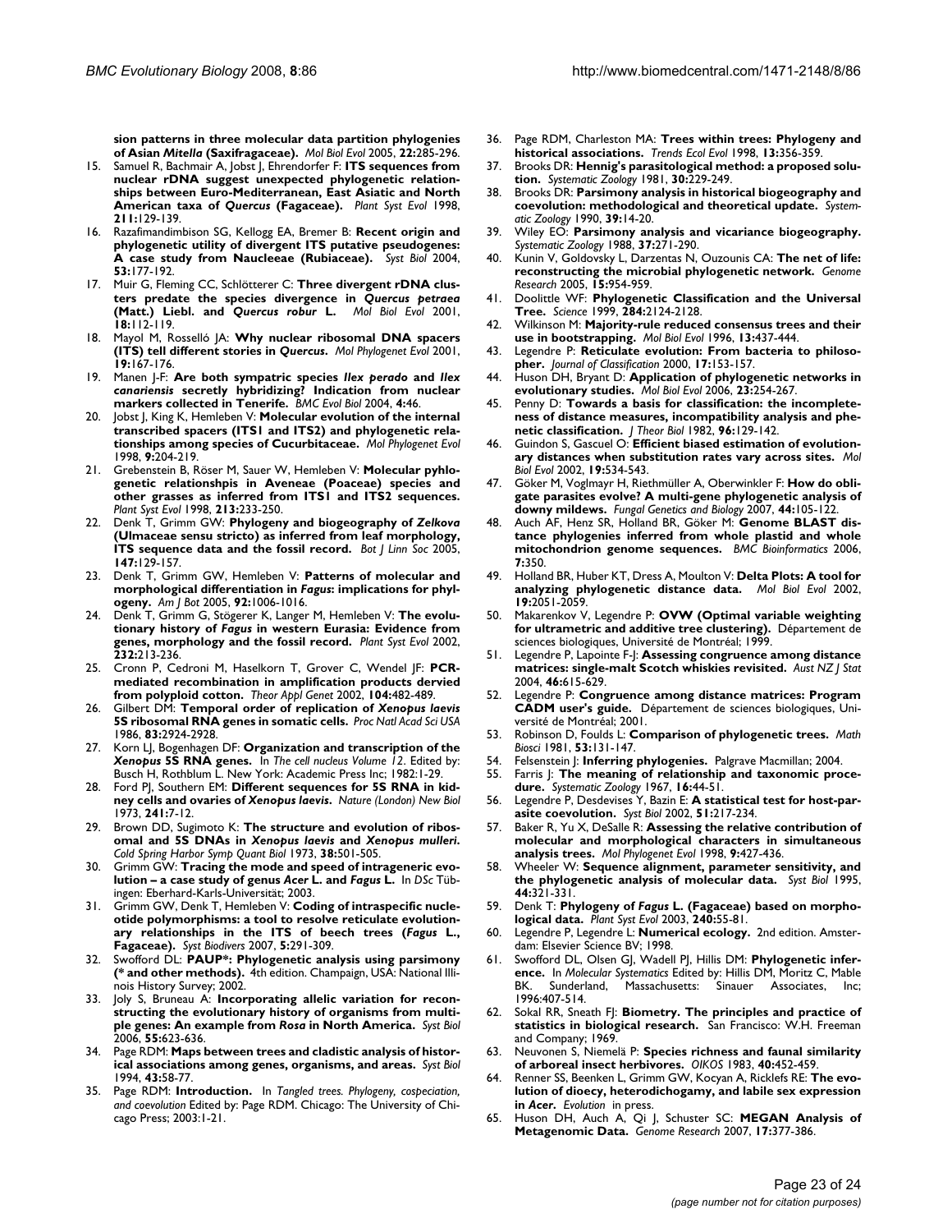sion patterns in three molecular data partition phylogenies of Asian *Mitella* (Saxifragaceae). *Mol Biol Evol* 2005, **22:**285-296.

15. Samuel R, Bachmair A, Jobst J, Ehrendorfer F: **ITS sequences from nuclear rDNA suggest unexpected phylogenetic relationships between Euro-Mediterranean, East Asiatic and North American taxa of *Quercus* (Fagaceae).** *Plant Syst Evol* 1998, **211:**129-139.
16. Razafimandimbison SG, Kellogg EA, Bremer B: **Recent origin and phylogenetic utility of divergent ITS putative pseudogenes: A case study from Naucleeae (Rubiaceae).** *Syst Biol* 2004, **53:**177-192.
17. Muir G, Fleming CC, Schlötterer C: **Three divergent rDNA clusters predate the species divergence in *Quercus petraea* (Matt.) Liebl. and *Quercus robur* L.** *Mol Biol Evol* 2001, **18:**112-119.
18. Mayol M, Rosselló JA: **Why nuclear ribosomal DNA spacers (ITS) tell different stories in *Quercus*.** *Mol Phylogenet Evol* 2001, **19:**167-176.
19. Manen J-F: **Are both sympatric species *Ilex perado* and *Ilex canariensis* secretly hybridizing? Indication from nuclear markers collected in Tenerife.** *BMC Evol Biol* 2004, **4:**46.
20. Jobst J, King K, Hemleben V: **Molecular evolution of the internal transcribed spacers (ITS1 and ITS2) and phylogenetic relationships among species of Cucurbitaceae.** *Mol Phylogenet Evol* 1998, **9:**204-219.
21. Grebenstein B, Röser M, Sauer W, Hemleben V: **Molecular pyhlogenetic relationshpis in Aveneae (Poaceae) species and other grasses as inferred from ITS1 and ITS2 sequences.** *Plant Syst Evol* 1998, **213:**233-250.
22. Denk T, Grimm GW: **Phylogeny and biogeography of *Zelkova* (Ulmaceae sensu stricto) as inferred from leaf morphology, ITS sequence data and the fossil record.** *Bot J Linn Soc* 2005, **147:**129-157.
23. Denk T, Grimm GW, Hemleben V: **Patterns of molecular and morphological differentiation in *Fagus*: implications for phylogeny.** *Am J Bot* 2005, **92:**1006-1016.
24. Denk T, Grimm G, Stögerer K, Langer M, Hemleben V: **The evolutionary history of *Fagus* in western Eurasia: Evidence from genes, morphology and the fossil record.** *Plant Syst Evol* 2002, **232:**213-236.
25. Cronn P, Cedroni M, Haselkorn T, Grover C, Wendel JF: **PCR-mediated recombination in amplification products dervied from polyploid cotton.** *Theor Appl Genet* 2002, **104:**482-489.
26. Gilbert DM: **Temporal order of replication of *Xenopus laevis* 5S ribosomal RNA genes in somatic cells.** *Proc Natl Acad Sci USA* 1986, **83:**2924-2928.
27. Korn LJ, Bogenhagen DF: **Organization and transcription of the *Xenopus* 5S RNA genes.** In *The cell nucleus Volume 12*. Edited by: Busch H, Rothblum L. New York: Academic Press Inc; 1982:1-29.
28. Ford PJ, Southern EM: **Different sequences for 5S RNA in kidney cells and ovaries of *Xenopus laevis*.** *Nature (London) New Biol* 1973, **241:**7-12.
29. Brown DD, Sugimoto K: **The structure and evolution of ribosomal and 5S DNAs in *Xenopus laevis* and *Xenopus mulleri*.** *Cold Spring Harbor Symp Quant Biol* 1973, **38:**501-505.
30. Grimm GW: **Tracing the mode and speed of intrageneric evolution – a case study of genus *Acer* L. and *Fagus* L.** In *DSc* Tübingen: Eberhard-Karls-Universität; 2003.
31. Grimm GW, Denk T, Hemleben V: **Coding of intraspecific nucleotide polymorphisms: a tool to resolve reticulate evolutionary relationships in the ITS of beech trees (*Fagus* L., Fagaceae).** *Syst Biodivers* 2007, **5:**291-309.
32. Swofford DL: **PAUP\*: Phylogenetic analysis using parsimony (\* and other methods).** 4th edition. Champaign, USA: National Illinois History Survey; 2002.
33. Joly S, Bruneau A: **Incorporating allelic variation for reconstructing the evolutionary history of organisms from multiple genes: An example from *Rosa* in North America.** *Syst Biol* 2006, **55:**623-636.
34. Page RDM: **Maps between trees and cladistic analysis of historical associations among genes, organisms, and areas.** *Syst Biol* 1994, **43:**58-77.
35. Page RDM: **Introduction.** In *Tangled trees. Phylogeny, cospeciation, and coevolution* Edited by: Page RDM. Chicago: The University of Chicago Press; 2003:1-21.
36. Page RDM, Charleston MA: **Trees within trees: Phylogeny and historical associations.** *Trends Ecol Evol* 1998, **13:**356-359.
37. Brooks DR: **Hennig's parasitological method: a proposed solution.** *Systematic Zoology* 1981, **30:**229-249.
38. Brooks DR: **Parsimony analysis in historical biogeography and coevolution: methodological and theoretical update.** *Systematic Zoology* 1990, **39:**14-20.
39. Wiley EO: **Parsimony analysis and vicariance biogeography.** *Systematic Zoology* 1988, **37:**271-290.
40. Kunin V, Goldovsky L, Darzentas N, Ouzounis CA: **The net of life: reconstructing the microbial phylogenetic network.** *Genome Research* 2005, **15:**954-959.
41. Doolittle WF: **Phylogenetic Classification and the Universal Tree.** *Science* 1999, **284:**2124-2128.
42. Wilkinson M: **Majority-rule reduced consensus trees and their use in bootstrapping.** *Mol Biol Evol* 1996, **13:**437-444.
43. Legendre P: **Reticulate evolution: From bacteria to philosopher.** *Journal of Classification* 2000, **17:**153-157.
44. Huson DH, Bryant D: **Application of phylogenetic networks in evolutionary studies.** *Mol Biol Evol* 2006, **23:**254-267.
45. Penny D: **Towards a basis for classification: the incompleteness of distance measures, incompatibility analysis and phenetic classification.** *J Theor Biol* 1982, **96:**129-142.
46. Guindon S, Gascuel O: **Efficient biased estimation of evolutionary distances when substitution rates vary across sites.** *Mol Biol Evol* 2002, **19:**534-543.
47. Göker M, Voglmayr H, Riethmüller A, Oberwinkler F: **How do obligate parasites evolve? A multi-gene phylogenetic analysis of downy mildews.** *Fungal Genetics and Biology* 2007, **44:**105-122.
48. Auch AF, Henz SR, Holland BR, Göker M: **Genome BLAST distance phylogenies inferred from whole plastid and whole mitochondrion genome sequences.** *BMC Bioinformatics* 2006, **7:**350.
49. Holland BR, Huber KT, Dress A, Moulton V: **Delta Plots: A tool for analyzing phylogenetic distance data.** *Mol Biol Evol* 2002, **19:**2051-2059.
50. Makarenkov V, Legendre P: **OVW (Optimal variable weighting for ultrametric and additive tree clustering).** Département de sciences biologiques, Université de Montréal; 1999.
51. Legendre P, Lapointe F-J: **Assessing congruence among distance matrices: single-malt Scotch whiskies revisited.** *Aust NZ J Stat* 2004, **46:**615-629.
52. Legendre P: **Congruence among distance matrices: Program CADM user's guide.** Département de sciences biologiques, Université de Montréal; 2001.
53. Robinson D, Foulds L: **Comparison of phylogenetic trees.** *Math Biosci* 1981, **53:**131-147.
54. Felsenstein J: **Inferring phylogenies.** Palgrave Macmillan; 2004.
55. Farris J: **The meaning of relationship and taxonomic procedure.** *Systematic Zoology* 1967, **16:**44-51.
56. Legendre P, Desdevises Y, Bazin E: **A statistical test for host-parasite coevolution.** *Syst Biol* 2002, **51:**217-234.
57. Baker R, Yu X, DeSalle R: **Assessing the relative contribution of molecular and morphological characters in simultaneous analysis trees.** *Mol Phylogenet Evol* 1998, **9:**427-436.
58. Wheeler W: **Sequence alignment, parameter sensitivity, and the phylogenetic analysis of molecular data.** *Syst Biol* 1995, **44:**321-331.
59. Denk T: **Phylogeny of *Fagus* L. (Fagaceae) based on morphological data.** *Plant Syst Evol* 2003, **240:**55-81.
60. Legendre P, Legendre L: **Numerical ecology.** 2nd edition. Amsterdam: Elsevier Science BV; 1998.
61. Swofford DL, Olsen GJ, Wadell PJ, Hillis DM: **Phylogenetic inference.** In *Molecular Systematics* Edited by: Hillis DM, Moritz C, Mable BK. Sunderland, Massachusetts: Sinauer Associates, Inc; 1996:407-514.
62. Sokal RR, Sneath FJ: **Biometry. The principles and practice of statistics in biological research.** San Francisco: W.H. Freeman and Company; 1969.
63. Neuvonen S, Niemelä P: **Species richness and faunal similarity of arboreal insect herbivores.** *OIKOS* 1983, **40:**452-459.
64. Renner SS, Beenken L, Grimm GW, Kocyan A, Ricklefs RE: **The evolution of dioecy, heterodichogamy, and labile sex expression in *Acer*.** *Evolution* in press.
65. Huson DH, Auch A, Qi J, Schuster SC: **MEGAN Analysis of Metagenomic Data.** *Genome Research* 2007, **17:**377-386.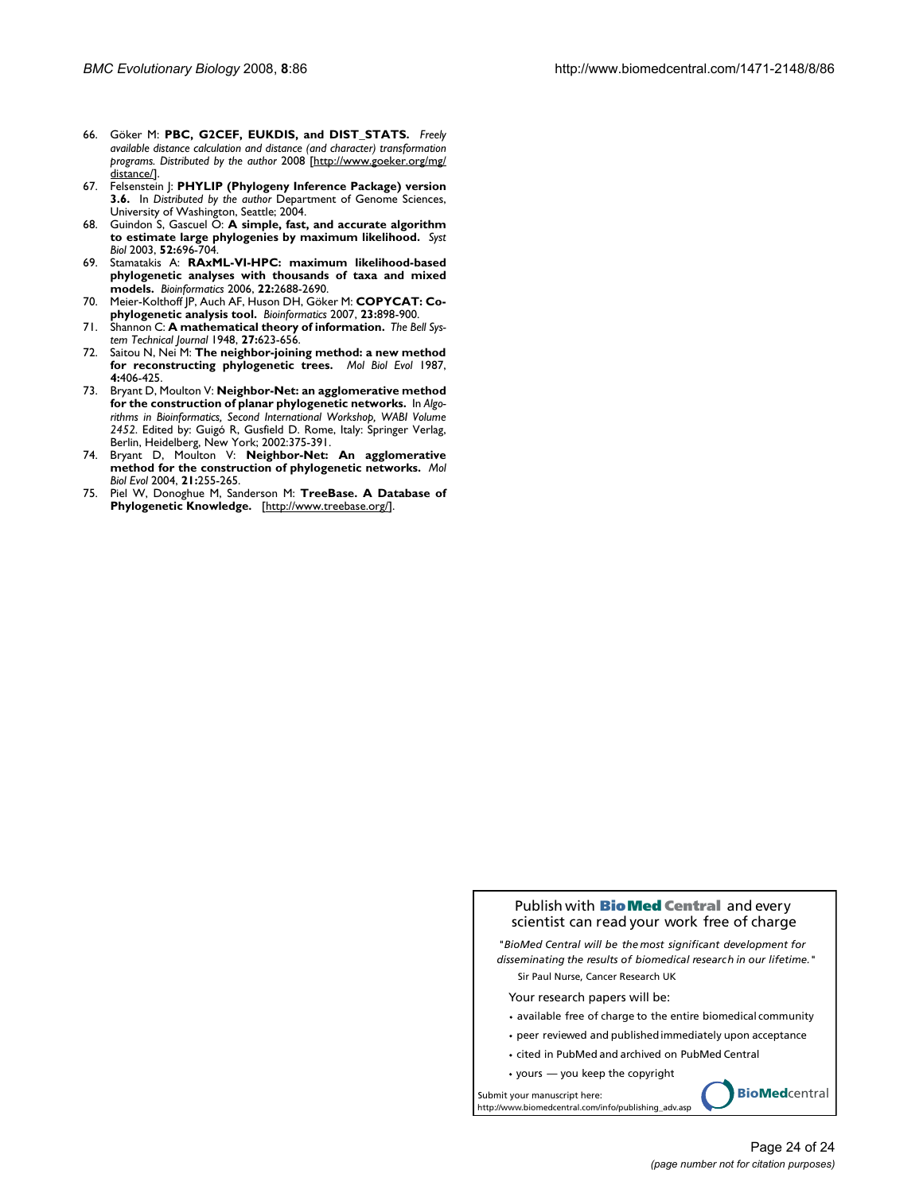66. Göker M: **PBC, G2CEF, EUKDIS, and DIST_STATS.** *Freely available distance calculation and distance (and character) transformation programs. Distributed by the author* 2008 [http://www.goeker.org/mg/distance/].
67. Felsenstein J: **PHYLIP (Phylogeny Inference Package) version 3.6.** In *Distributed by the author* Department of Genome Sciences, University of Washington, Seattle; 2004.
68. Guindon S, Gascuel O: **A simple, fast, and accurate algorithm to estimate large phylogenies by maximum likelihood.** *Syst Biol* 2003, **52:**696-704.
69. Stamatakis A: **RAxML-VI-HPC: maximum likelihood-based phylogenetic analyses with thousands of taxa and mixed models.** *Bioinformatics* 2006, **22:**2688-2690.
70. Meier-Kolthoff JP, Auch AF, Huson DH, Göker M: **COPYCAT: Co-phylogenetic analysis tool.** *Bioinformatics* 2007, **23:**898-900.
71. Shannon C: **A mathematical theory of information.** *The Bell System Technical Journal* 1948, **27:**623-656.
72. Saitou N, Nei M: **The neighbor-joining method: a new method for reconstructing phylogenetic trees.** *Mol Biol Evol* 1987, **4:**406-425.
73. Bryant D, Moulton V: **Neighbor-Net: an agglomerative method for the construction of planar phylogenetic networks.** In *Algorithms in Bioinformatics, Second International Workshop, WABI Volume 2452*. Edited by: Guigó R, Gusfield D. Rome, Italy: Springer Verlag, Berlin, Heidelberg, New York; 2002:375-391.
74. Bryant D, Moulton V: **Neighbor-Net: An agglomerative method for the construction of phylogenetic networks.** *Mol Biol Evol* 2004, **21:**255-265.
75. Piel W, Donoghue M, Sanderson M: **TreeBase. A Database of Phylogenetic Knowledge.** [http://www.treebase.org/].

Publish with **BioMed Central** and every scientist can read your work free of charge

*"BioMed Central will be the most significant development for disseminating the results of biomedical research in our lifetime."*

Sir Paul Nurse, Cancer Research UK

Your research papers will be:

- available free of charge to the entire biomedical community
- peer reviewed and published immediately upon acceptance
- cited in PubMed and archived on PubMed Central
- yours — you keep the copyright

Submit your manuscript here:
http://www.biomedcentral.com/info/publishing_adv.asp

BioMedcentral